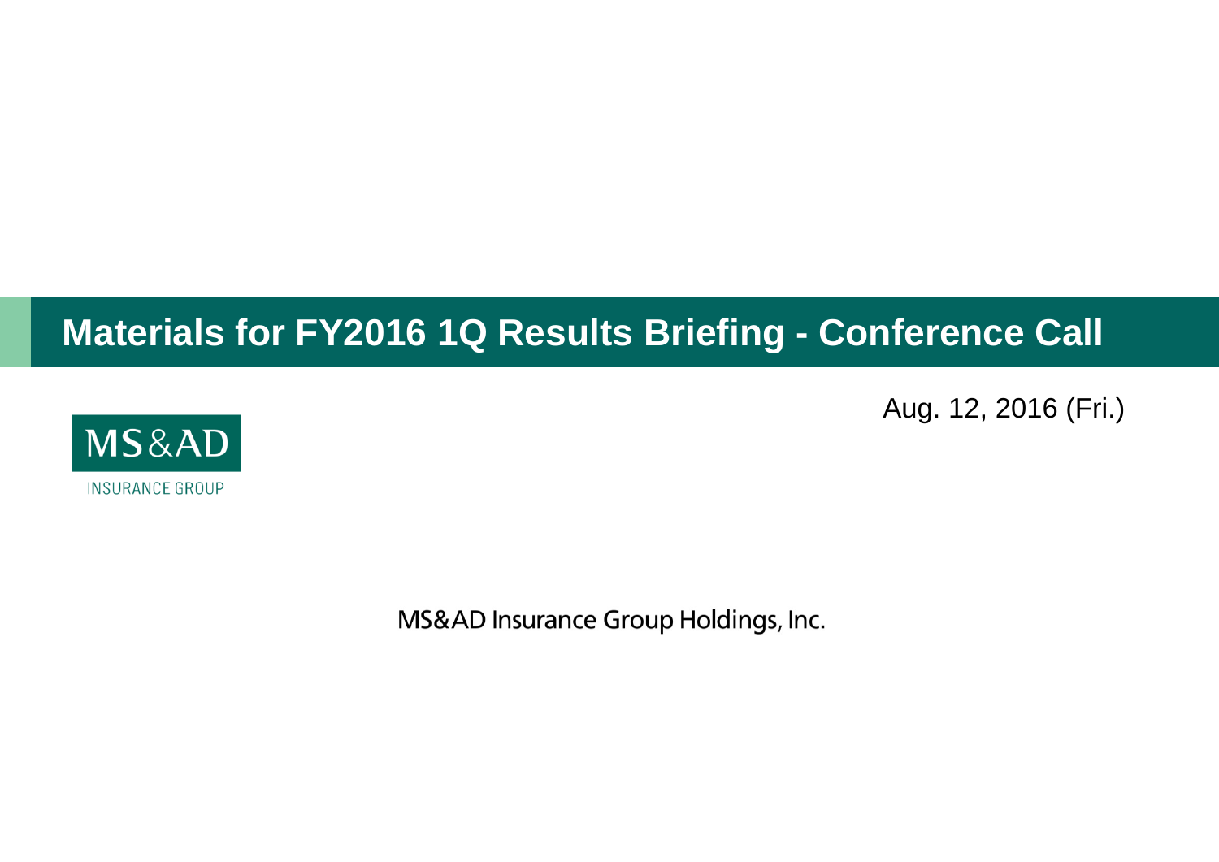# Materials for FY2016 1Q Results Briefing - Conference Call

Aug. 12, 2016 (Fri.)

MS&AD

INSURANCE GROUP

MS&AD Insurance Group Holdings, Inc.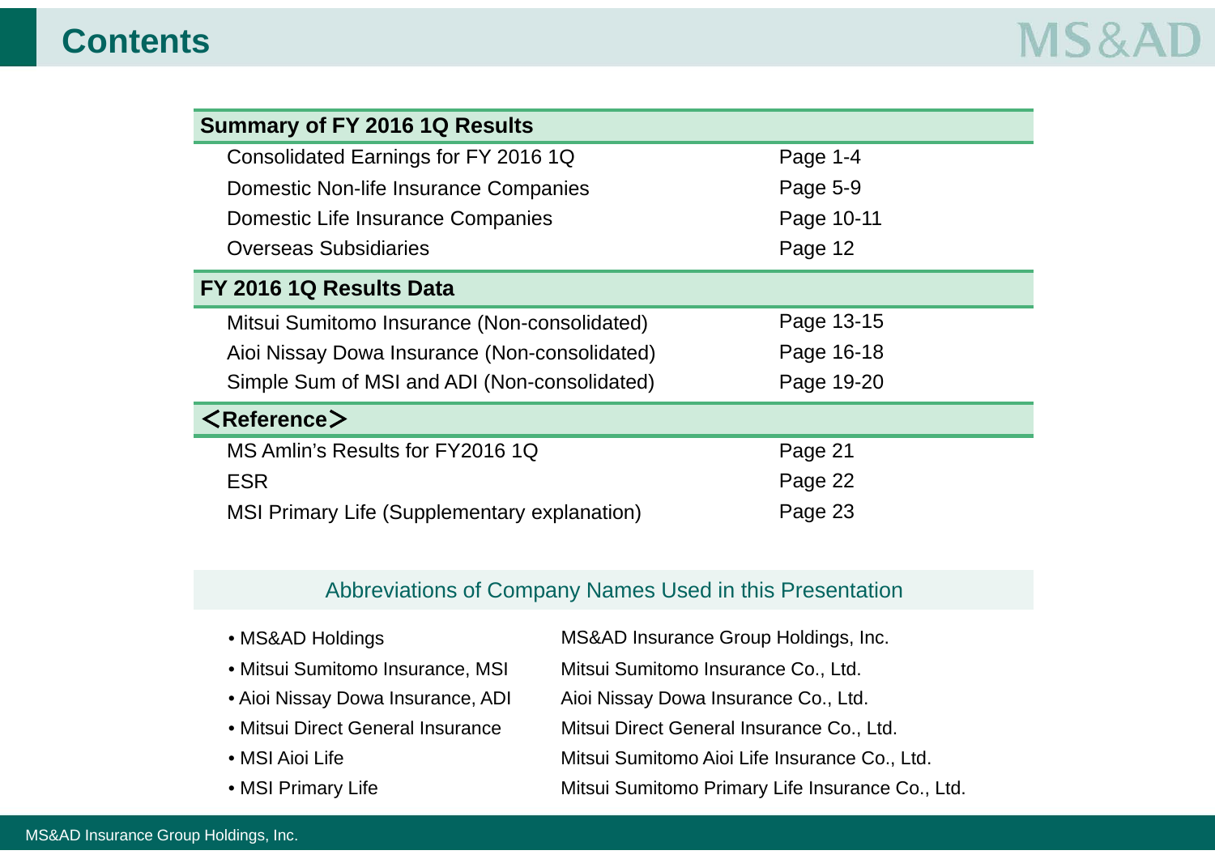# Contents

| Summary of FY 2016 1Q Results | |
|---|---|
| Consolidated Earnings for FY 2016 1Q | Page 1-4 |
| Domestic Non-life Insurance Companies | Page 5-9 |
| Domestic Life Insurance Companies | Page 10-11 |
| Overseas Subsidiaries | Page 12 |
| **FY 2016 1Q Results Data** | |
| Mitsui Sumitomo Insurance (Non-consolidated) | Page 13-15 |
| Aioi Nissay Dowa Insurance (Non-consolidated) | Page 16-18 |
| Simple Sum of MSI and ADI (Non-consolidated) | Page 19-20 |
| **＜Reference＞** | |
| MS Amlin's Results for FY2016 1Q | Page 21 |
| ESR | Page 22 |
| MSI Primary Life (Supplementary explanation) | Page 23 |

## Abbreviations of Company Names Used in this Presentation

| | |
|---|---|
| • MS&AD Holdings | MS&AD Insurance Group Holdings, Inc. |
| • Mitsui Sumitomo Insurance, MSI | Mitsui Sumitomo Insurance Co., Ltd. |
| • Aioi Nissay Dowa Insurance, ADI | Aioi Nissay Dowa Insurance Co., Ltd. |
| • Mitsui Direct General Insurance | Mitsui Direct General Insurance Co., Ltd. |
| • MSI Aioi Life | Mitsui Sumitomo Aioi Life Insurance Co., Ltd. |
| • MSI Primary Life | Mitsui Sumitomo Primary Life Insurance Co., Ltd. |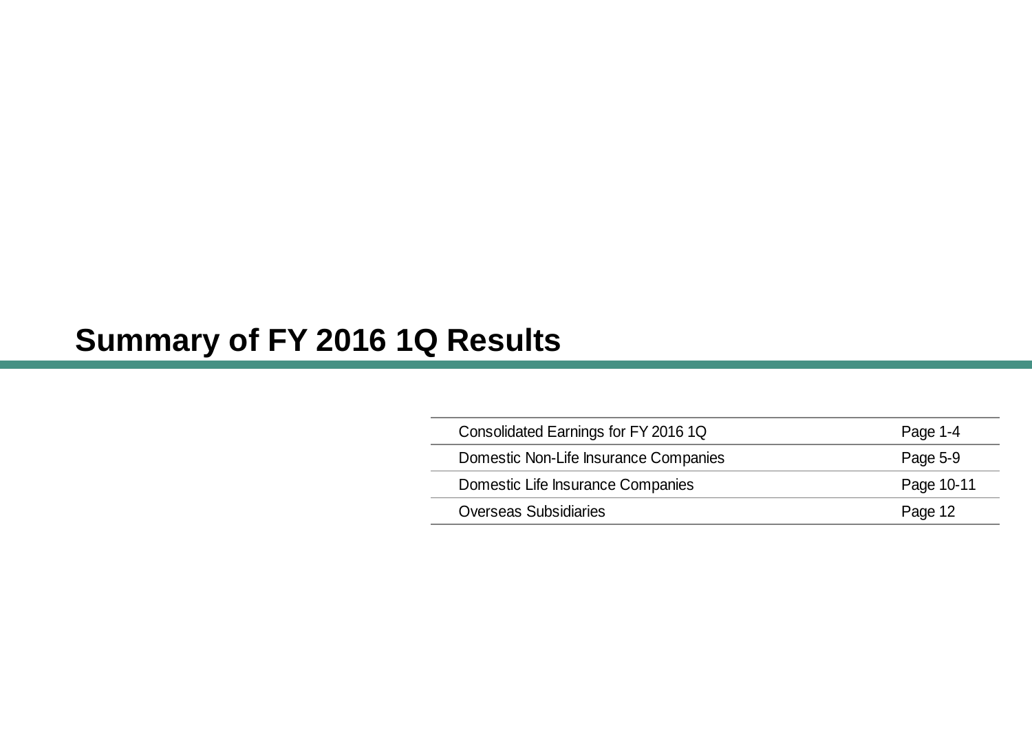# Summary of FY 2016 1Q Results

| | |
|---|---|
| Consolidated Earnings for FY 2016 1Q | Page 1-4 |
| Domestic Non-Life Insurance Companies | Page 5-9 |
| Domestic Life Insurance Companies | Page 10-11 |
| Overseas Subsidiaries | Page 12 |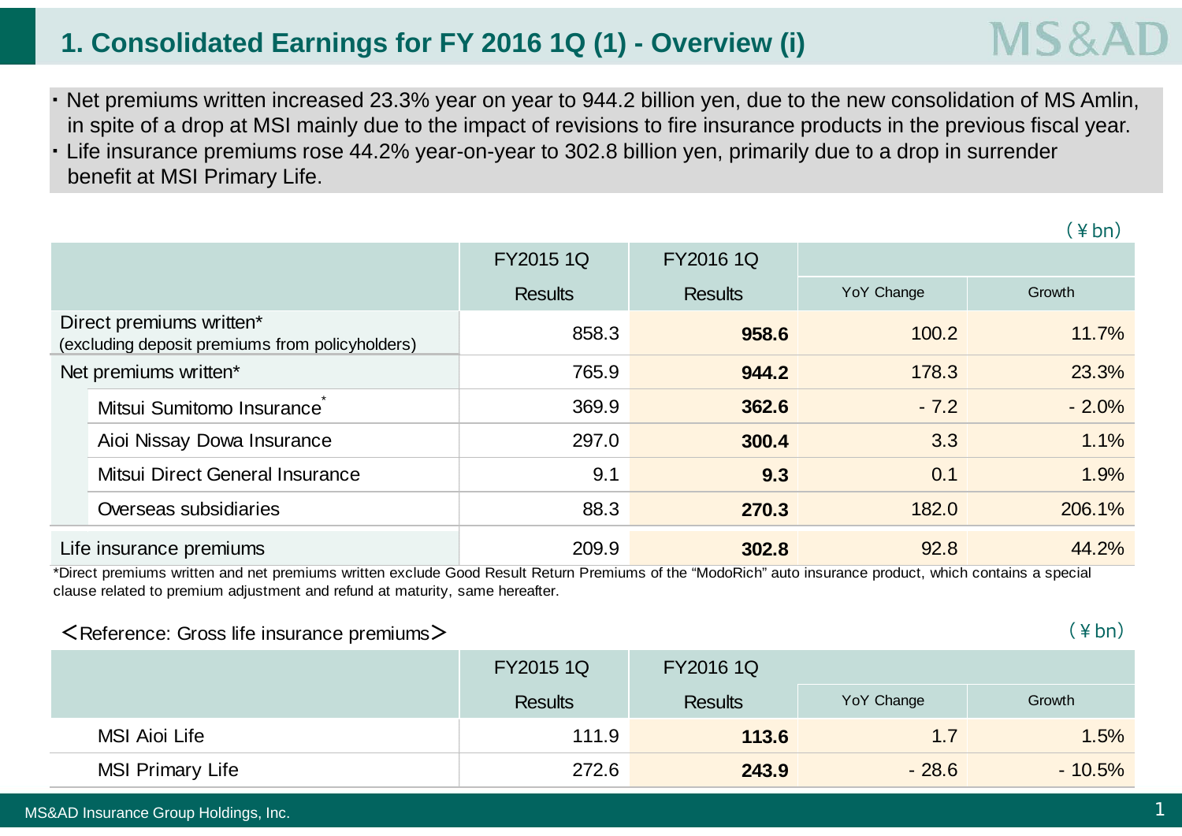# 1. Consolidated Earnings for FY 2016 1Q (1) - Overview (i)

- Net premiums written increased 23.3% year on year to 944.2 billion yen, due to the new consolidation of MS Amlin, in spite of a drop at MSI mainly due to the impact of revisions to fire insurance products in the previous fiscal year.
- Life insurance premiums rose 44.2% year-on-year to 302.8 billion yen, primarily due to a drop in surrender benefit at MSI Primary Life.

(¥bn)

| | FY2015 1Q | FY2016 1Q | | |
|---|---|---|---|---|
| | Results | Results | YoY Change | Growth |
| Direct premiums written* (excluding deposit premiums from policyholders) | 858.3 | **958.6** | 100.2 | 11.7% |
| Net premiums written* | 765.9 | **944.2** | 178.3 | 23.3% |
| Mitsui Sumitomo Insurance* | 369.9 | **362.6** | - 7.2 | - 2.0% |
| Aioi Nissay Dowa Insurance | 297.0 | **300.4** | 3.3 | 1.1% |
| Mitsui Direct General Insurance | 9.1 | **9.3** | 0.1 | 1.9% |
| Overseas subsidiaries | 88.3 | **270.3** | 182.0 | 206.1% |
| Life insurance premiums | 209.9 | **302.8** | 92.8 | 44.2% |

*Direct premiums written and net premiums written exclude Good Result Return Premiums of the "ModoRich" auto insurance product, which contains a special clause related to premium adjustment and refund at maturity, same hereafter.

＜Reference: Gross life insurance premiums＞

(¥bn)

| | FY2015 1Q | FY2016 1Q | | |
|---|---|---|---|---|
| | Results | Results | YoY Change | Growth |
| MSI Aioi Life | 111.9 | **113.6** | 1.7 | 1.5% |
| MSI Primary Life | 272.6 | **243.9** | - 28.6 | - 10.5% |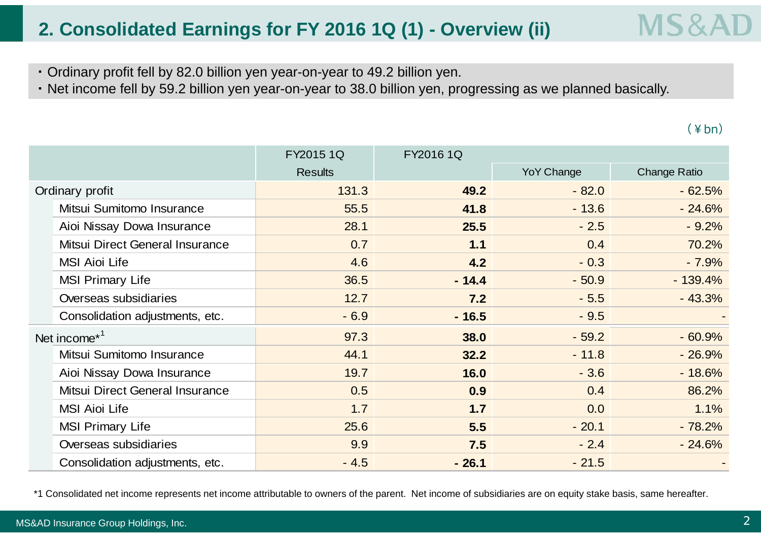## 2. Consolidated Earnings for FY 2016 1Q (1) - Overview (ii)

- Ordinary profit fell by 82.0 billion yen year-on-year to 49.2 billion yen.
- Net income fell by 59.2 billion yen year-on-year to 38.0 billion yen, progressing as we planned basically.

(¥bn)

| | FY2015 1Q Results | FY2016 1Q | YoY Change | Change Ratio |
|---|---|---|---|---|
| Ordinary profit | 131.3 | **49.2** | - 82.0 | - 62.5% |
| Mitsui Sumitomo Insurance | 55.5 | **41.8** | - 13.6 | - 24.6% |
| Aioi Nissay Dowa Insurance | 28.1 | **25.5** | - 2.5 | - 9.2% |
| Mitsui Direct General Insurance | 0.7 | **1.1** | 0.4 | 70.2% |
| MSI Aioi Life | 4.6 | **4.2** | - 0.3 | - 7.9% |
| MSI Primary Life | 36.5 | **- 14.4** | - 50.9 | - 139.4% |
| Overseas subsidiaries | 12.7 | **7.2** | - 5.5 | - 43.3% |
| Consolidation adjustments, etc. | - 6.9 | **- 16.5** | - 9.5 | - |
| Net income*[1] | 97.3 | **38.0** | - 59.2 | - 60.9% |
| Mitsui Sumitomo Insurance | 44.1 | **32.2** | - 11.8 | - 26.9% |
| Aioi Nissay Dowa Insurance | 19.7 | **16.0** | - 3.6 | - 18.6% |
| Mitsui Direct General Insurance | 0.5 | **0.9** | 0.4 | 86.2% |
| MSI Aioi Life | 1.7 | **1.7** | 0.0 | 1.1% |
| MSI Primary Life | 25.6 | **5.5** | - 20.1 | - 78.2% |
| Overseas subsidiaries | 9.9 | **7.5** | - 2.4 | - 24.6% |
| Consolidation adjustments, etc. | - 4.5 | **- 26.1** | - 21.5 | - |

*1 Consolidated net income represents net income attributable to owners of the parent. Net income of subsidiaries are on equity stake basis, same hereafter.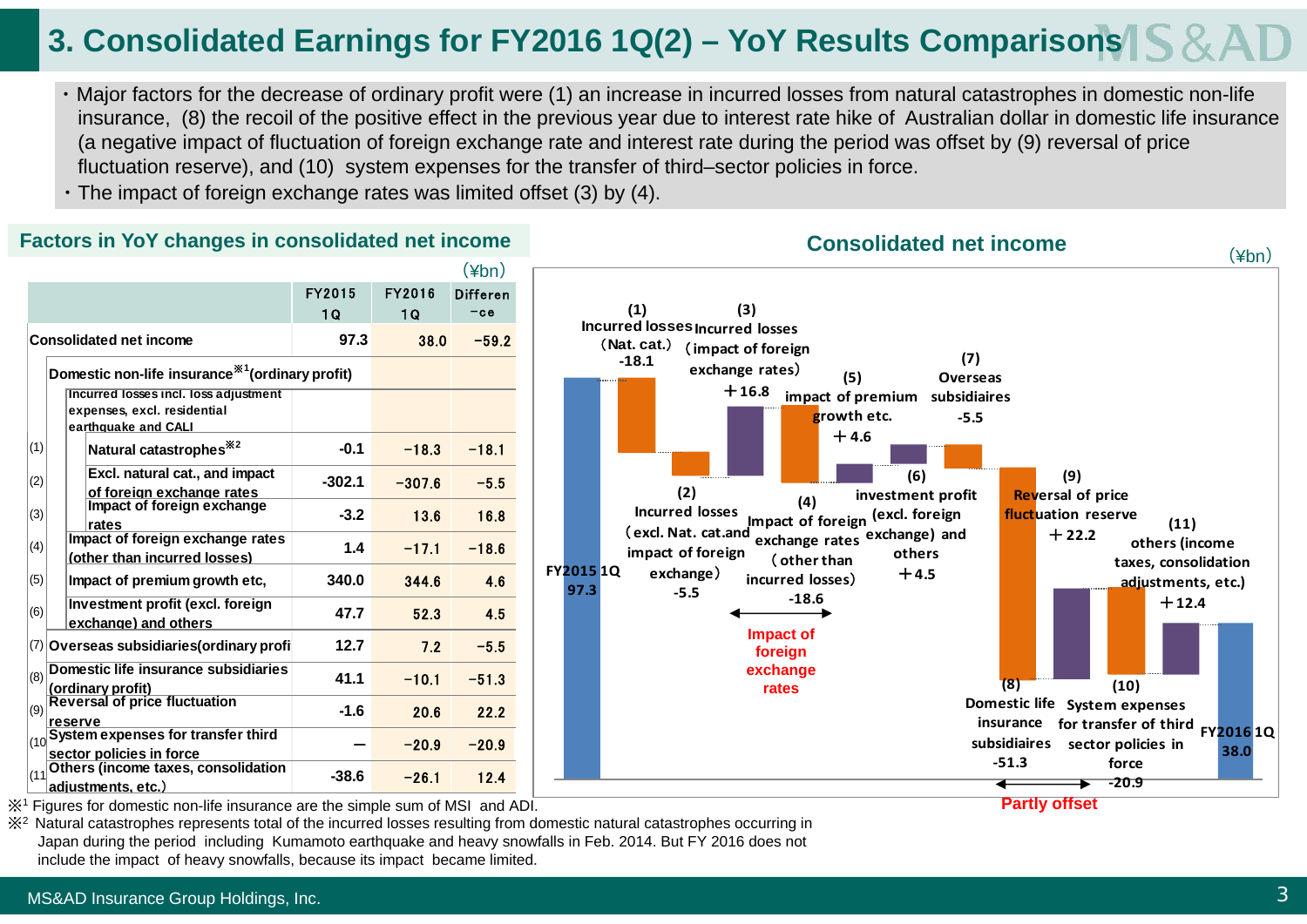# 3. Consolidated Earnings for FY2016 1Q(2) – YoY Results Comparisons

- Major factors for the decrease of ordinary profit were (1) an increase in incurred losses from natural catastrophes in domestic non-life insurance, (8) the recoil of the positive effect in the previous year due to interest rate hike of Australian dollar in domestic life insurance (a negative impact of fluctuation of foreign exchange rate and interest rate during the period was offset by (9) reversal of price fluctuation reserve), and (10) system expenses for the transfer of third–sector policies in force.
- The impact of foreign exchange rates was limited offset (3) by (4).

## Factors in YoY changes in consolidated net income

(¥bn)

| | | FY2015 1Q | FY2016 1Q | Difference |
|---|---|---|---|---|
| | Consolidated net income | 97.3 | 38.0 | -59.2 |
| | Domestic non-life insurance※1 (ordinary profit) | | | |
| | Incurred losses incl. loss adjustment expenses, excl. residential earthquake and CALI | | | |
| (1) | Natural catastrophes※2 | -0.1 | -18.3 | -18.1 |
| (2) | Excl. natural cat., and impact of foreign exchange rates | -302.1 | -307.6 | -5.5 |
| (3) | Impact of foreign exchange rates | -3.2 | 13.6 | 16.8 |
| (4) | Impact of foreign exchange rates (other than incurred losses) | 1.4 | -17.1 | -18.6 |
| (5) | Impact of premium growth etc, | 340.0 | 344.6 | 4.6 |
| (6) | Investment profit (excl. foreign exchange) and others | 47.7 | 52.3 | 4.5 |
| (7) | Overseas subsidiaries(ordinary profit) | 12.7 | 7.2 | -5.5 |
| (8) | Domestic life insurance subsidiaries (ordinary profit) | 41.1 | -10.1 | -51.3 |
| (9) | Reversal of price fluctuation reserve | -1.6 | 20.6 | 22.2 |
| (10) | System expenses for transfer third sector policies in force | — | -20.9 | -20.9 |
| (11) | Others (income taxes, consolidation adjustments, etc.) | -38.6 | -26.1 | 12.4 |

※1 Figures for domestic non-life insurance are the simple sum of MSI and ADI.

※2 Natural catastrophes represents total of the incurred losses resulting from domestic natural catastrophes occurring in Japan during the period including Kumamoto earthquake and heavy snowfalls in Feb. 2014. But FY 2016 does not include the impact of heavy snowfalls, because its impact became limited.

## Consolidated net income

(¥bn)

- FY2015 1Q: 97.3
- (1) Incurred losses (Nat. cat.): -18.1
- (2) Incurred losses (excl. Nat. cat.and impact of foreign exchange): -5.5
- (3) Incurred losses (impact of foreign exchange rates): ＋16.8
- (4) Impact of foreign exchange rates (other than incurred losses): -18.6
- (5) impact of premium growth etc.: ＋4.6
- (6) investment profit (excl. foreign exchange) and others: ＋4.5
- (7) Overseas subsidiaires: -5.5
- (8) Domestic life insurance subsidiaires: -51.3
- (9) Reversal of price fluctuation reserve: ＋22.2
- (10) System expenses for transfer of third sector policies in force: -20.9
- (11) others (income taxes, consolidation adjustments, etc.): ＋12.4
- FY2016 1Q: 38.0

(3)–(4): Impact of foreign exchange rates

(8)–(9): Partly offset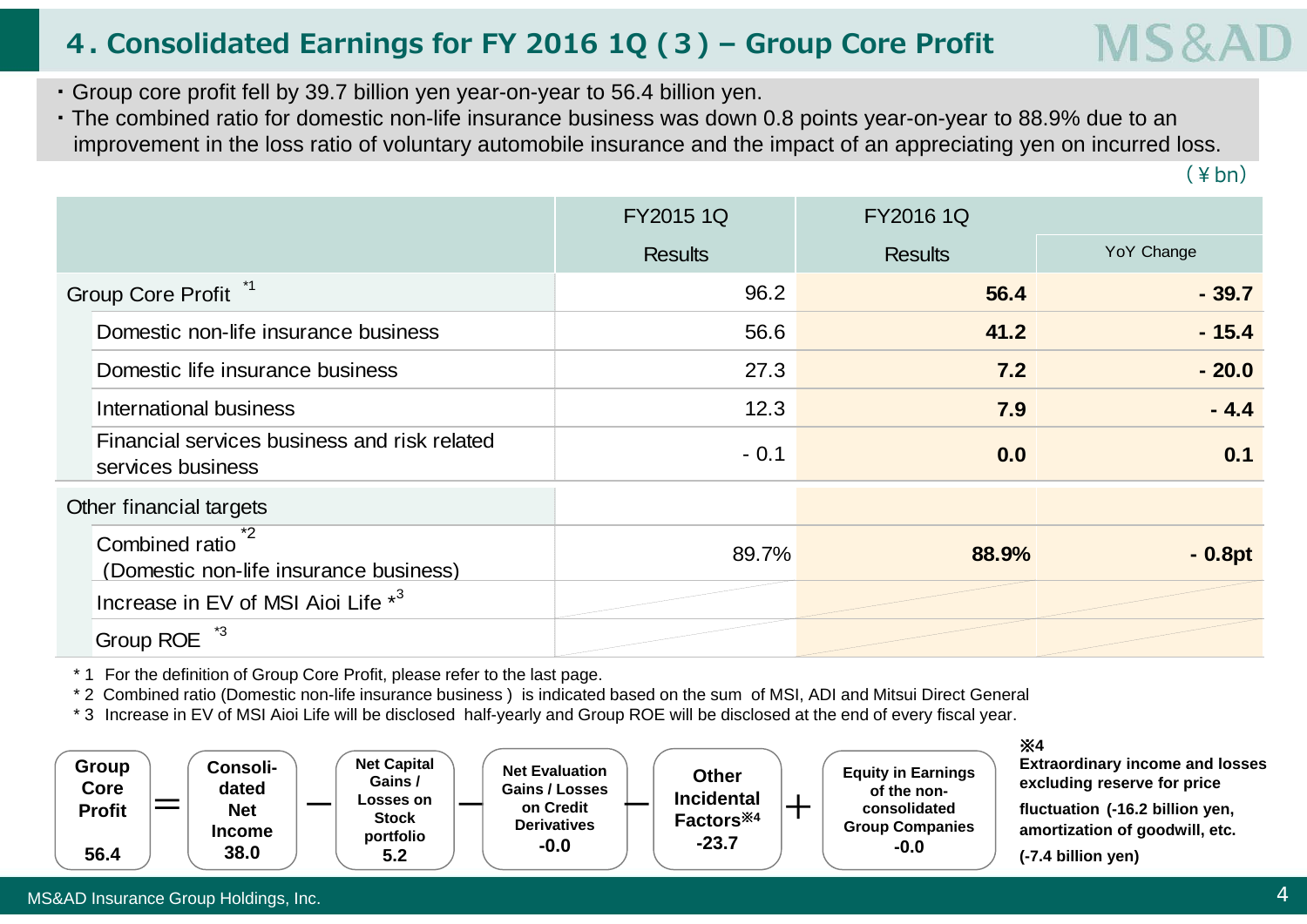# 4. Consolidated Earnings for FY 2016 1Q (3) – Group Core Profit

- Group core profit fell by 39.7 billion yen year-on-year to 56.4 billion yen.
- The combined ratio for domestic non-life insurance business was down 0.8 points year-on-year to 88.9% due to an improvement in the loss ratio of voluntary automobile insurance and the impact of an appreciating yen on incurred loss.

(¥bn)

| | FY2015 1Q | FY2016 1Q | |
|---|---|---|---|
| | Results | Results | YoY Change |
| Group Core Profit *1 | 96.2 | **56.4** | **- 39.7** |
| Domestic non-life insurance business | 56.6 | **41.2** | **- 15.4** |
| Domestic life insurance business | 27.3 | **7.2** | **- 20.0** |
| International business | 12.3 | **7.9** | **- 4.4** |
| Financial services business and risk related services business | - 0.1 | **0.0** | **0.1** |
| Other financial targets | | | |
| Combined ratio *2 (Domestic non-life insurance business) | 89.7% | **88.9%** | **- 0.8pt** |
| Increase in EV of MSI Aioi Life *3 | | | |
| Group ROE *3 | | | |

\* 1 For the definition of Group Core Profit, please refer to the last page.
\* 2 Combined ratio (Domestic non-life insurance business ) is indicated based on the sum of MSI, ADI and Mitsui Direct General
\* 3 Increase in EV of MSI Aioi Life will be disclosed half-yearly and Group ROE will be disclosed at the end of every fiscal year.

**Group Core Profit 56.4** = **Consolidated Net Income 38.0** − **Net Capital Gains / Losses on Stock portfolio 5.2** − **Net Evaluation Gains / Losses on Credit Derivatives -0.0** − **Other Incidental Factors※4 -23.7** + **Equity in Earnings of the non-consolidated Group Companies -0.0**

**※4**
**Extraordinary income and losses excluding reserve for price fluctuation (-16.2 billion yen, amortization of goodwill, etc. (-7.4 billion yen)**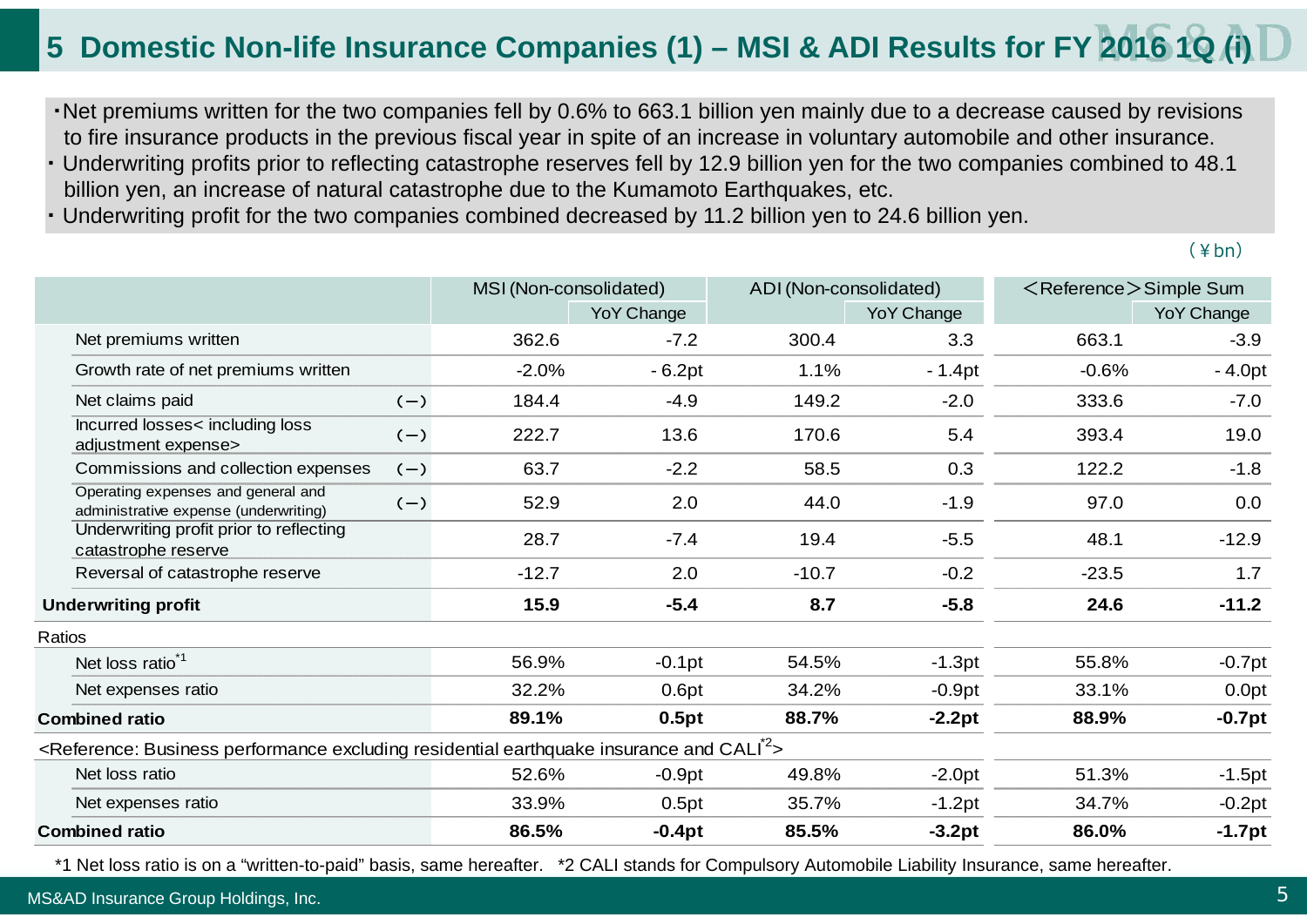# 5 Domestic Non-life Insurance Companies (1) – MSI & ADI Results for FY 2016 1Q (i)

- Net premiums written for the two companies fell by 0.6% to 663.1 billion yen mainly due to a decrease caused by revisions to fire insurance products in the previous fiscal year in spite of an increase in voluntary automobile and other insurance.
- Underwriting profits prior to reflecting catastrophe reserves fell by 12.9 billion yen for the two companies combined to 48.1 billion yen, an increase of natural catastrophe due to the Kumamoto Earthquakes, etc.
- Underwriting profit for the two companies combined decreased by 11.2 billion yen to 24.6 billion yen.

(¥bn)

| | | MSI (Non-consolidated) | | ADI (Non-consolidated) | | <Reference> Simple Sum | |
|---|---|---|---|---|---|---|---|
| | | | YoY Change | | YoY Change | | YoY Change |
| Net premiums written | | 362.6 | -7.2 | 300.4 | 3.3 | 663.1 | -3.9 |
| Growth rate of net premiums written | | -2.0% | - 6.2pt | 1.1% | - 1.4pt | -0.6% | - 4.0pt |
| Net claims paid | (−) | 184.4 | -4.9 | 149.2 | -2.0 | 333.6 | -7.0 |
| Incurred losses< including loss adjustment expense> | (−) | 222.7 | 13.6 | 170.6 | 5.4 | 393.4 | 19.0 |
| Commissions and collection expenses | (−) | 63.7 | -2.2 | 58.5 | 0.3 | 122.2 | -1.8 |
| Operating expenses and general and administrative expense (underwriting) | (−) | 52.9 | 2.0 | 44.0 | -1.9 | 97.0 | 0.0 |
| Underwriting profit prior to reflecting catastrophe reserve | | 28.7 | -7.4 | 19.4 | -5.5 | 48.1 | -12.9 |
| Reversal of catastrophe reserve | | -12.7 | 2.0 | -10.7 | -0.2 | -23.5 | 1.7 |
| **Underwriting profit** | | **15.9** | **-5.4** | **8.7** | **-5.8** | **24.6** | **-11.2** |
| Ratios | | | | | | | |
| Net loss ratio[*1] | | 56.9% | -0.1pt | 54.5% | -1.3pt | 55.8% | -0.7pt |
| Net expenses ratio | | 32.2% | 0.6pt | 34.2% | -0.9pt | 33.1% | 0.0pt |
| **Combined ratio** | | **89.1%** | **0.5pt** | **88.7%** | **-2.2pt** | **88.9%** | **-0.7pt** |
| <Reference: Business performance excluding residential earthquake insurance and CALI[*2]> | | | | | | | |
| Net loss ratio | | 52.6% | -0.9pt | 49.8% | -2.0pt | 51.3% | -1.5pt |
| Net expenses ratio | | 33.9% | 0.5pt | 35.7% | -1.2pt | 34.7% | -0.2pt |
| **Combined ratio** | | **86.5%** | **-0.4pt** | **85.5%** | **-3.2pt** | **86.0%** | **-1.7pt** |

*1 Net loss ratio is on a "written-to-paid" basis, same hereafter. *2 CALI stands for Compulsory Automobile Liability Insurance, same hereafter.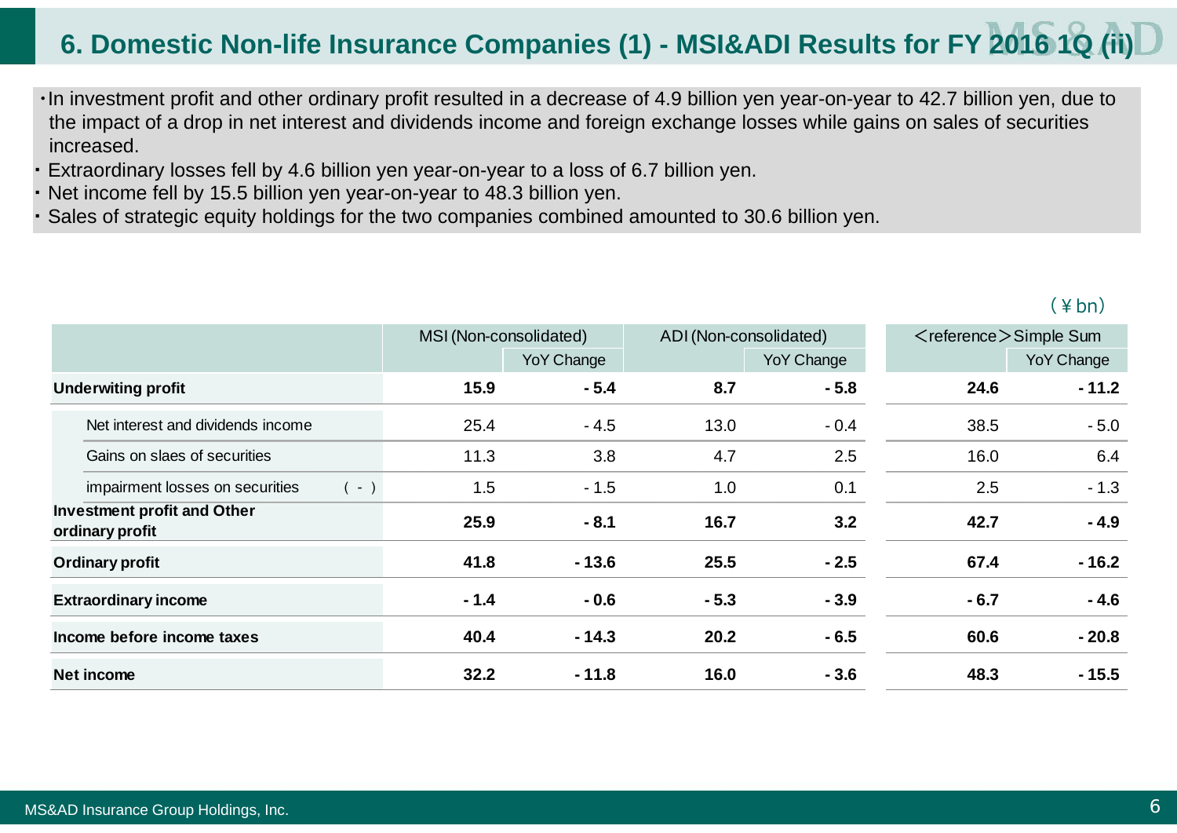## 6. Domestic Non-life Insurance Companies (1) - MSI&ADI Results for FY 2016 1Q (ii)

- In investment profit and other ordinary profit resulted in a decrease of 4.9 billion yen year-on-year to 42.7 billion yen, due to the impact of a drop in net interest and dividends income and foreign exchange losses while gains on sales of securities increased.
- Extraordinary losses fell by 4.6 billion yen year-on-year to a loss of 6.7 billion yen.
- Net income fell by 15.5 billion yen year-on-year to 48.3 billion yen.
- Sales of strategic equity holdings for the two companies combined amounted to 30.6 billion yen.

(¥bn)

| | MSI (Non-consolidated) | | ADI (Non-consolidated) | | <reference>Simple Sum | |
|---|---|---|---|---|---|---|
| | | YoY Change | | YoY Change | | YoY Change |
| **Underwiting profit** | **15.9** | **- 5.4** | **8.7** | **- 5.8** | **24.6** | **- 11.2** |
| Net interest and dividends income | 25.4 | - 4.5 | 13.0 | - 0.4 | 38.5 | - 5.0 |
| Gains on slaes of securities | 11.3 | 3.8 | 4.7 | 2.5 | 16.0 | 6.4 |
| impairment losses on securities ( - ) | 1.5 | - 1.5 | 1.0 | 0.1 | 2.5 | - 1.3 |
| **Investment profit and Other ordinary profit** | **25.9** | **- 8.1** | **16.7** | **3.2** | **42.7** | **- 4.9** |
| **Ordinary profit** | **41.8** | **- 13.6** | **25.5** | **- 2.5** | **67.4** | **- 16.2** |
| **Extraordinary income** | **- 1.4** | **- 0.6** | **- 5.3** | **- 3.9** | **- 6.7** | **- 4.6** |
| **Income before income taxes** | **40.4** | **- 14.3** | **20.2** | **- 6.5** | **60.6** | **- 20.8** |
| **Net income** | **32.2** | **- 11.8** | **16.0** | **- 3.6** | **48.3** | **- 15.5** |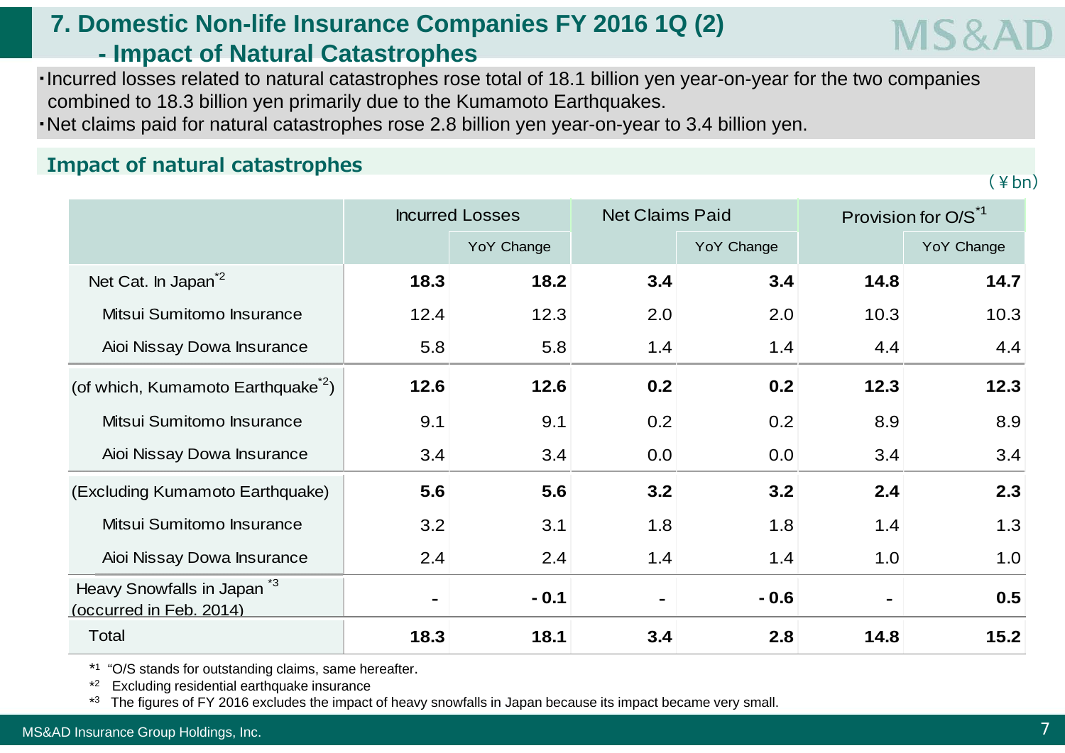# 7. Domestic Non-life Insurance Companies FY 2016 1Q (2) - Impact of Natural Catastrophes

- Incurred losses related to natural catastrophes rose total of 18.1 billion yen year-on-year for the two companies combined to 18.3 billion yen primarily due to the Kumamoto Earthquakes.
- Net claims paid for natural catastrophes rose 2.8 billion yen year-on-year to 3.4 billion yen.

## Impact of natural catastrophes

(￥bn)

| | Incurred Losses | | Net Claims Paid | | Provision for O/S[*1] | |
|---|---|---|---|---|---|---|
| | | YoY Change | | YoY Change | | YoY Change |
| **Net Cat. In Japan[*2]** | **18.3** | **18.2** | **3.4** | **3.4** | **14.8** | **14.7** |
| Mitsui Sumitomo Insurance | 12.4 | 12.3 | 2.0 | 2.0 | 10.3 | 10.3 |
| Aioi Nissay Dowa Insurance | 5.8 | 5.8 | 1.4 | 1.4 | 4.4 | 4.4 |
| **(of which, Kumamoto Earthquake[*2])** | **12.6** | **12.6** | **0.2** | **0.2** | **12.3** | **12.3** |
| Mitsui Sumitomo Insurance | 9.1 | 9.1 | 0.2 | 0.2 | 8.9 | 8.9 |
| Aioi Nissay Dowa Insurance | 3.4 | 3.4 | 0.0 | 0.0 | 3.4 | 3.4 |
| **(Excluding Kumamoto Earthquake)** | **5.6** | **5.6** | **3.2** | **3.2** | **2.4** | **2.3** |
| Mitsui Sumitomo Insurance | 3.2 | 3.1 | 1.8 | 1.8 | 1.4 | 1.3 |
| Aioi Nissay Dowa Insurance | 2.4 | 2.4 | 1.4 | 1.4 | 1.0 | 1.0 |
| **Heavy Snowfalls in Japan[*3] (occurred in Feb. 2014)** | **-** | **- 0.1** | **-** | **- 0.6** | **-** | **0.5** |
| **Total** | **18.3** | **18.1** | **3.4** | **2.8** | **14.8** | **15.2** |

*1 "O/S stands for outstanding claims, same hereafter.

*2 Excluding residential earthquake insurance

*3 The figures of FY 2016 excludes the impact of heavy snowfalls in Japan because its impact became very small.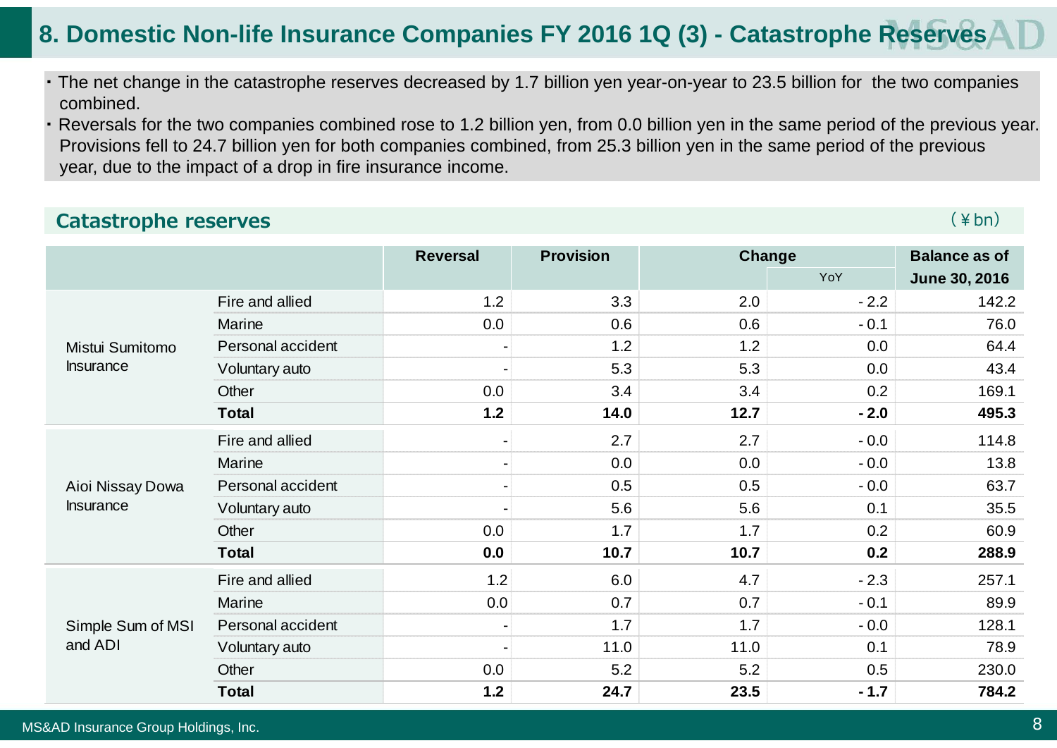# 8. Domestic Non-life Insurance Companies FY 2016 1Q (3) - Catastrophe Reserves

- The net change in the catastrophe reserves decreased by 1.7 billion yen year-on-year to 23.5 billion for the two companies combined.
- Reversals for the two companies combined rose to 1.2 billion yen, from 0.0 billion yen in the same period of the previous year. Provisions fell to 24.7 billion yen for both companies combined, from 25.3 billion yen in the same period of the previous year, due to the impact of a drop in fire insurance income.

## Catastrophe reserves

(¥bn)

| | | Reversal | Provision | Change | | Balance as of |
|---|---|---|---|---|---|---|
| | | | | | YoY | June 30, 2016 |
| Mistui Sumitomo Insurance | Fire and allied | 1.2 | 3.3 | 2.0 | - 2.2 | 142.2 |
| | Marine | 0.0 | 0.6 | 0.6 | - 0.1 | 76.0 |
| | Personal accident | - | 1.2 | 1.2 | 0.0 | 64.4 |
| | Voluntary auto | - | 5.3 | 5.3 | 0.0 | 43.4 |
| | Other | 0.0 | 3.4 | 3.4 | 0.2 | 169.1 |
| | **Total** | **1.2** | **14.0** | **12.7** | **- 2.0** | **495.3** |
| Aioi Nissay Dowa Insurance | Fire and allied | - | 2.7 | 2.7 | - 0.0 | 114.8 |
| | Marine | - | 0.0 | 0.0 | - 0.0 | 13.8 |
| | Personal accident | - | 0.5 | 0.5 | - 0.0 | 63.7 |
| | Voluntary auto | - | 5.6 | 5.6 | 0.1 | 35.5 |
| | Other | 0.0 | 1.7 | 1.7 | 0.2 | 60.9 |
| | **Total** | **0.0** | **10.7** | **10.7** | **0.2** | **288.9** |
| Simple Sum of MSI and ADI | Fire and allied | 1.2 | 6.0 | 4.7 | - 2.3 | 257.1 |
| | Marine | 0.0 | 0.7 | 0.7 | - 0.1 | 89.9 |
| | Personal accident | - | 1.7 | 1.7 | - 0.0 | 128.1 |
| | Voluntary auto | - | 11.0 | 11.0 | 0.1 | 78.9 |
| | Other | 0.0 | 5.2 | 5.2 | 0.5 | 230.0 |
| | **Total** | **1.2** | **24.7** | **23.5** | **- 1.7** | **784.2** |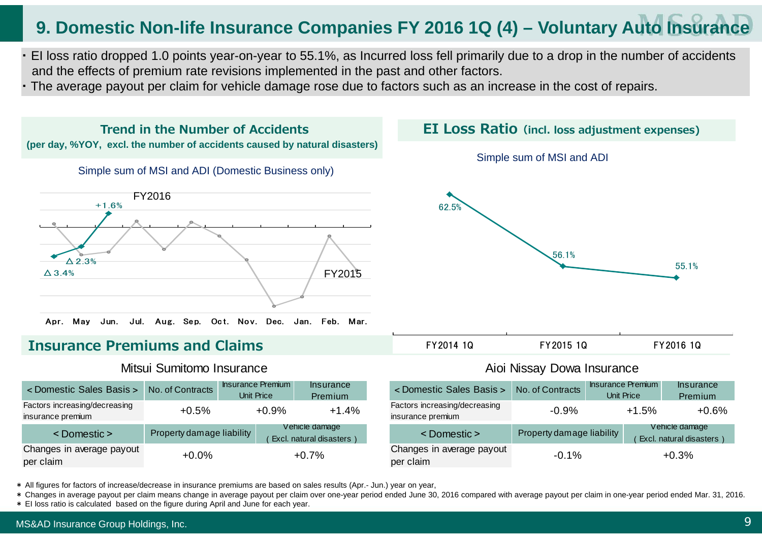# 9. Domestic Non-life Insurance Companies FY 2016 1Q (4) – Voluntary Auto Insurance

- EI loss ratio dropped 1.0 points year-on-year to 55.1%, as Incurred loss fell primarily due to a drop in the number of accidents and the effects of premium rate revisions implemented in the past and other factors.
- The average payout per claim for vehicle damage rose due to factors such as an increase in the cost of repairs.

## Trend in the Number of Accidents

**(per day, %YOY, excl. the number of accidents caused by natural disasters)**

Simple sum of MSI and ADI (Domestic Business only)

FY2016: Apr. △3.4%, May △2.3%, Jun. +1.6%

FY2015

Apr. May Jun. Jul. Aug. Sep. Oct. Nov. Dec. Jan. Feb. Mar.

## EI Loss Ratio (incl. loss adjustment expenses)

Simple sum of MSI and ADI

| FY2014 1Q | FY2015 1Q | FY2016 1Q |
|---|---|---|
| 62.5% | 56.1% | 55.1% |

## Insurance Premiums and Claims

### Mitsui Sumitomo Insurance

| < Domestic Sales Basis > | No. of Contracts | Insurance Premium Unit Price | Insurance Premium |
|---|---|---|---|
| Factors increasing/decreasing insurance premium | +0.5% | +0.9% | +1.4% |

| < Domestic > | Property damage liability | Vehicle damage ( Excl. natural disasters ) |
|---|---|---|
| Changes in average payout per claim | +0.0% | +0.7% |

### Aioi Nissay Dowa Insurance

| < Domestic Sales Basis > | No. of Contracts | Insurance Premium Unit Price | Insurance Premium |
|---|---|---|---|
| Factors increasing/decreasing insurance premium | -0.9% | +1.5% | +0.6% |

| < Domestic > | Property damage liability | Vehicle damage ( Excl. natural disasters ) |
|---|---|---|
| Changes in average payout per claim | -0.1% | +0.3% |

* All figures for factors of increase/decrease in insurance premiums are based on sales results (Apr.- Jun.) year on year,
* Changes in average payout per claim means change in average payout per claim over one-year period ended June 30, 2016 compared with average payout per claim in one-year period ended Mar. 31, 2016.
* EI loss ratio is calculated based on the figure during April and June for each year.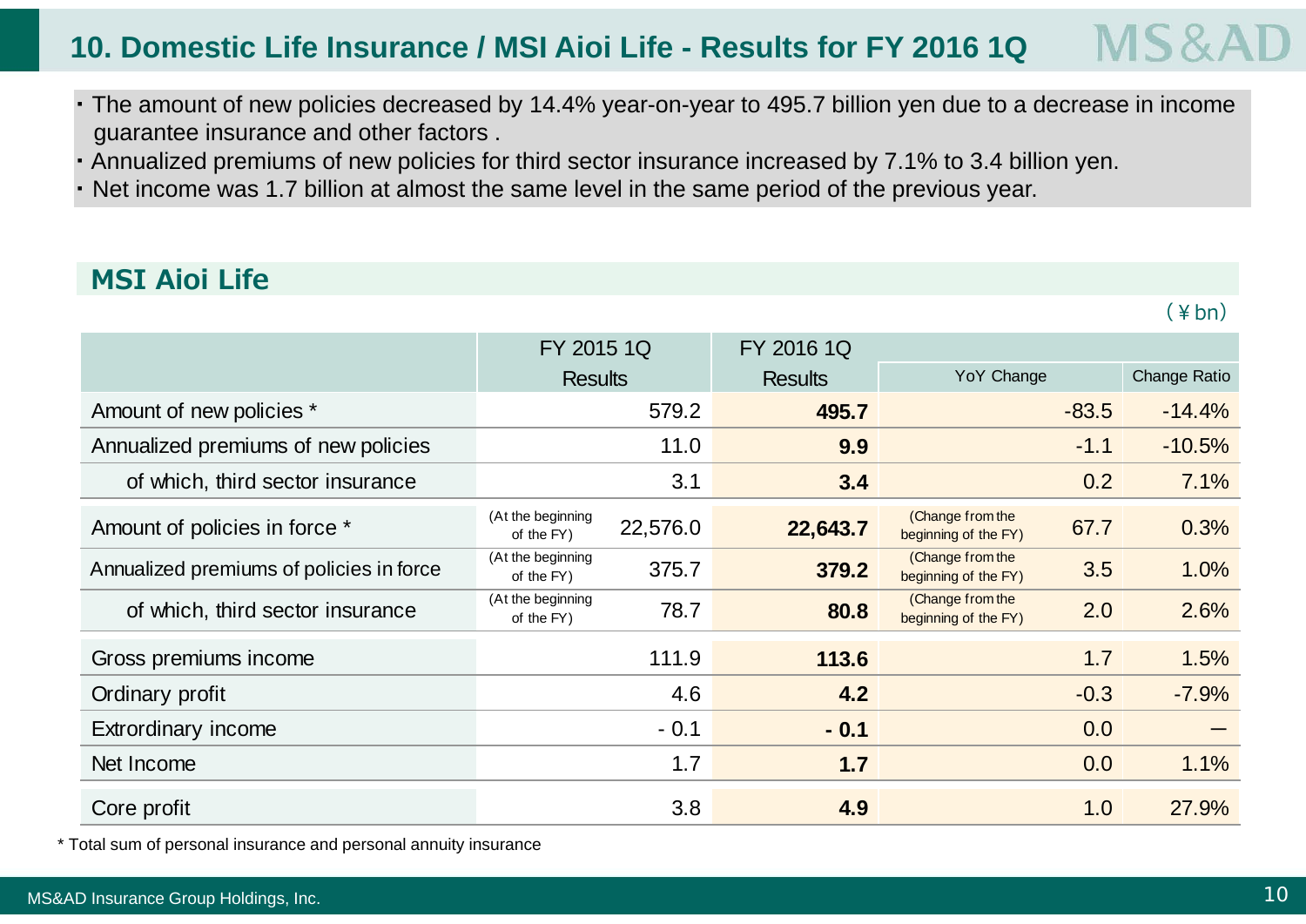# 10. Domestic Life Insurance / MSI Aioi Life - Results for FY 2016 1Q

- The amount of new policies decreased by 14.4% year-on-year to 495.7 billion yen due to a decrease in income guarantee insurance and other factors .
- Annualized premiums of new policies for third sector insurance increased by 7.1% to 3.4 billion yen.
- Net income was 1.7 billion at almost the same level in the same period of the previous year.

## MSI Aioi Life

(￥bn)

| | FY 2015 1Q Results | | FY 2016 1Q Results | YoY Change | | Change Ratio |
|---|---|---|---|---|---|---|
| Amount of new policies * | | 579.2 | **495.7** | | -83.5 | -14.4% |
| Annualized premiums of new policies | | 11.0 | **9.9** | | -1.1 | -10.5% |
| of which, third sector insurance | | 3.1 | **3.4** | | 0.2 | 7.1% |
| Amount of policies in force * | (At the beginning of the FY) | 22,576.0 | **22,643.7** | (Change from the beginning of the FY) | 67.7 | 0.3% |
| Annualized premiums of policies in force | (At the beginning of the FY) | 375.7 | **379.2** | (Change from the beginning of the FY) | 3.5 | 1.0% |
| of which, third sector insurance | (At the beginning of the FY) | 78.7 | **80.8** | (Change from the beginning of the FY) | 2.0 | 2.6% |
| Gross premiums income | | 111.9 | **113.6** | | 1.7 | 1.5% |
| Ordinary profit | | 4.6 | **4.2** | | -0.3 | -7.9% |
| Extrordinary income | | - 0.1 | **- 0.1** | | 0.0 | — |
| Net Income | | 1.7 | **1.7** | | 0.0 | 1.1% |
| Core profit | | 3.8 | **4.9** | | 1.0 | 27.9% |

* Total sum of personal insurance and personal annuity insurance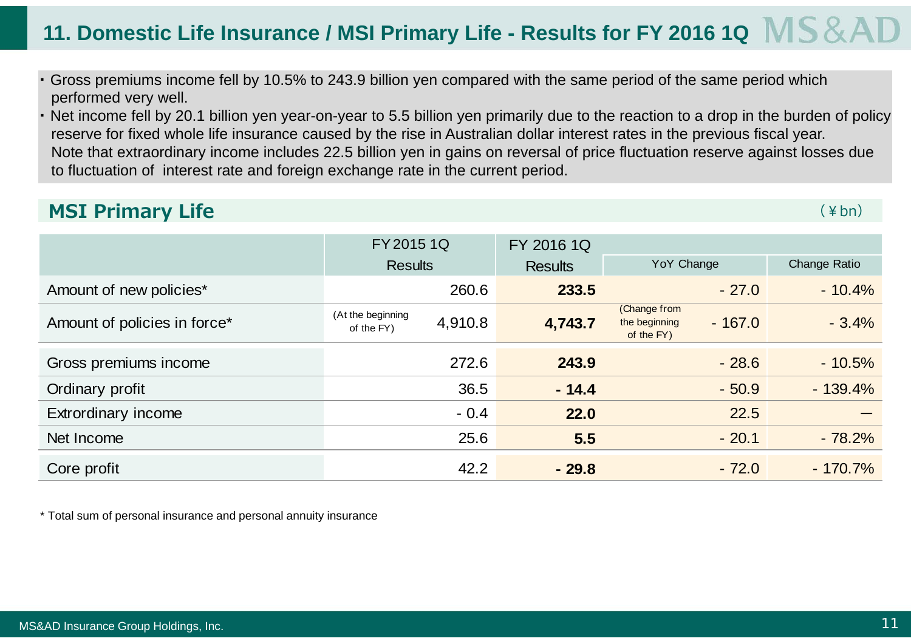# 11. Domestic Life Insurance / MSI Primary Life - Results for FY 2016 1Q

- Gross premiums income fell by 10.5% to 243.9 billion yen compared with the same period of the same period which performed very well.
- Net income fell by 20.1 billion yen year-on-year to 5.5 billion yen primarily due to the reaction to a drop in the burden of policy reserve for fixed whole life insurance caused by the rise in Australian dollar interest rates in the previous fiscal year.
  Note that extraordinary income includes 22.5 billion yen in gains on reversal of price fluctuation reserve against losses due to fluctuation of interest rate and foreign exchange rate in the current period.

## MSI Primary Life

(¥bn)

| | FY2015 1Q Results | FY 2016 1Q Results | YoY Change | Change Ratio |
|---|---|---|---|---|
| Amount of new policies* | 260.6 | **233.5** | - 27.0 | - 10.4% |
| Amount of policies in force* | (At the beginning of the FY) 4,910.8 | **4,743.7** | (Change from the beginning of the FY) - 167.0 | - 3.4% |
| Gross premiums income | 272.6 | **243.9** | - 28.6 | - 10.5% |
| Ordinary profit | 36.5 | **- 14.4** | - 50.9 | - 139.4% |
| Extrordinary income | - 0.4 | **22.0** | 22.5 | — |
| Net Income | 25.6 | **5.5** | - 20.1 | - 78.2% |
| Core profit | 42.2 | **- 29.8** | - 72.0 | - 170.7% |

* Total sum of personal insurance and personal annuity insurance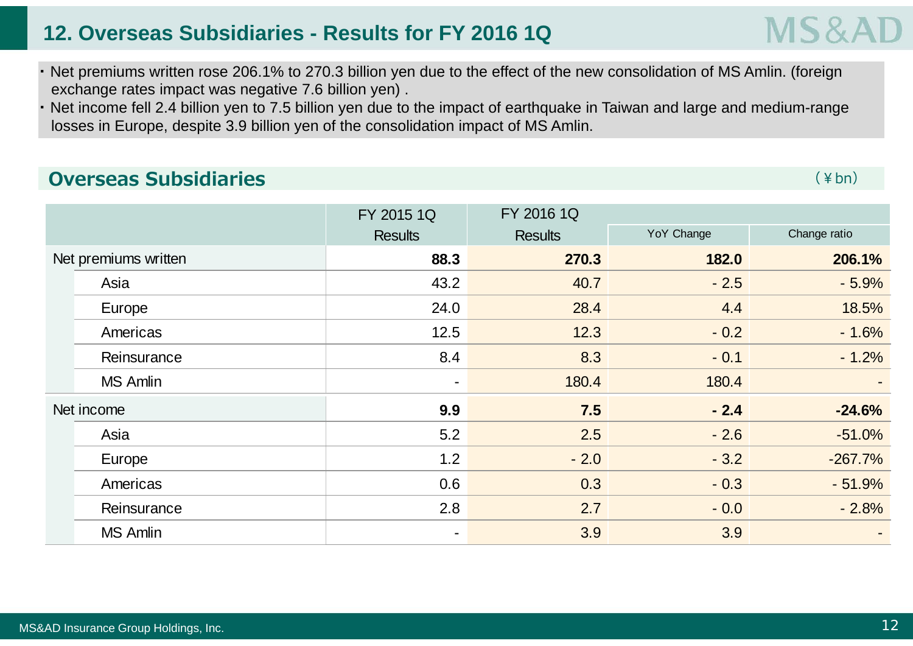# 12. Overseas Subsidiaries - Results for FY 2016 1Q

- Net premiums written rose 206.1% to 270.3 billion yen due to the effect of the new consolidation of MS Amlin. (foreign exchange rates impact was negative 7.6 billion yen) .
- Net income fell 2.4 billion yen to 7.5 billion yen due to the impact of earthquake in Taiwan and large and medium-range losses in Europe, despite 3.9 billion yen of the consolidation impact of MS Amlin.

## Overseas Subsidiaries

(¥bn)

| | | FY 2015 1Q | FY 2016 1Q | | |
|---|---|---|---|---|---|
| | | Results | Results | YoY Change | Change ratio |
| **Net premiums written** | | **88.3** | **270.3** | **182.0** | **206.1%** |
| | Asia | 43.2 | 40.7 | - 2.5 | - 5.9% |
| | Europe | 24.0 | 28.4 | 4.4 | 18.5% |
| | Americas | 12.5 | 12.3 | - 0.2 | - 1.6% |
| | Reinsurance | 8.4 | 8.3 | - 0.1 | - 1.2% |
| | MS Amlin | - | 180.4 | 180.4 | - |
| **Net income** | | **9.9** | **7.5** | **- 2.4** | **-24.6%** |
| | Asia | 5.2 | 2.5 | - 2.6 | -51.0% |
| | Europe | 1.2 | - 2.0 | - 3.2 | -267.7% |
| | Americas | 0.6 | 0.3 | - 0.3 | - 51.9% |
| | Reinsurance | 2.8 | 2.7 | - 0.0 | - 2.8% |
| | MS Amlin | - | 3.9 | 3.9 | - |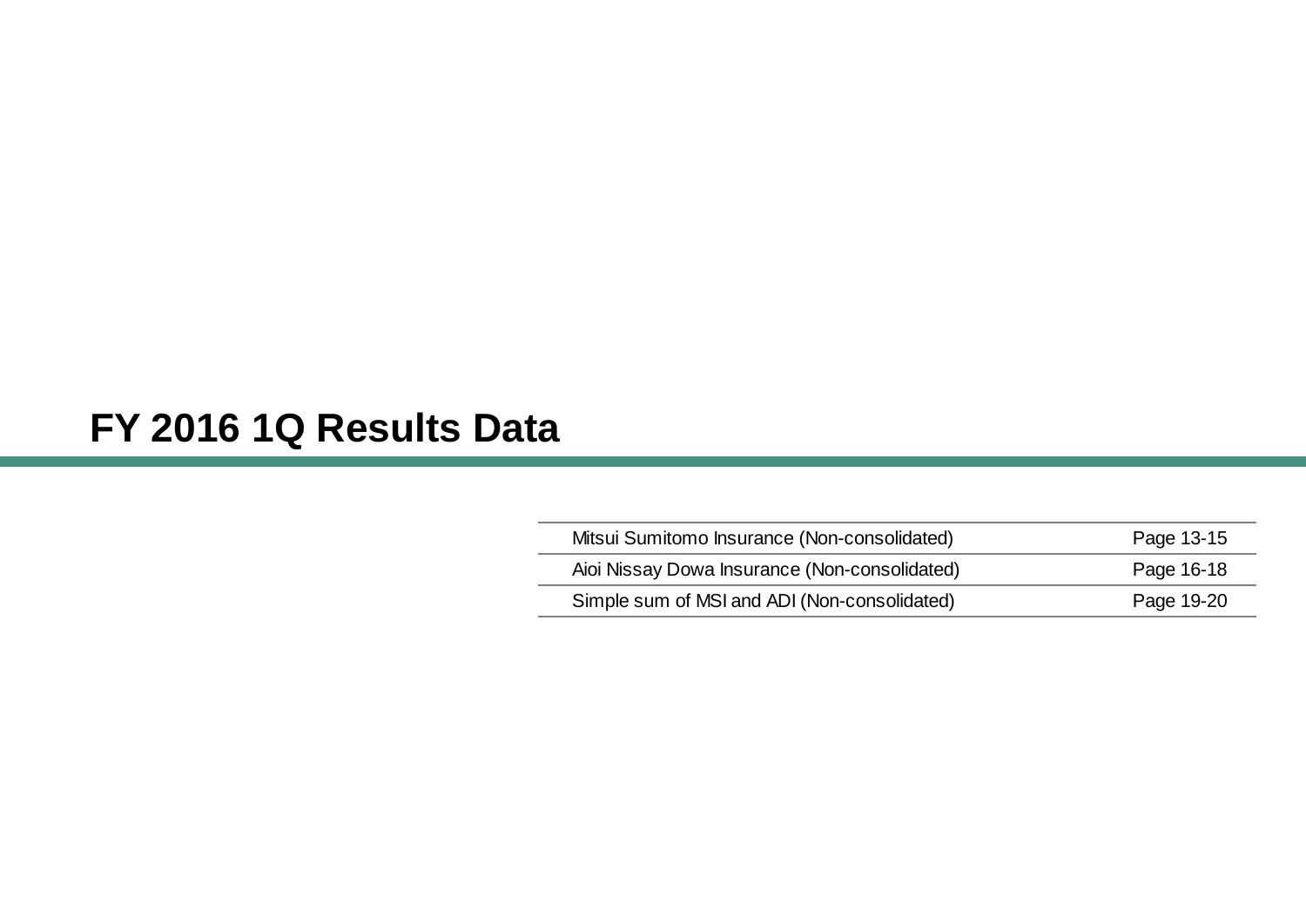# FY 2016 1Q Results Data

| | |
|---|---|
| Mitsui Sumitomo Insurance (Non-consolidated) | Page 13-15 |
| Aioi Nissay Dowa Insurance (Non-consolidated) | Page 16-18 |
| Simple sum of MSI and ADI (Non-consolidated) | Page 19-20 |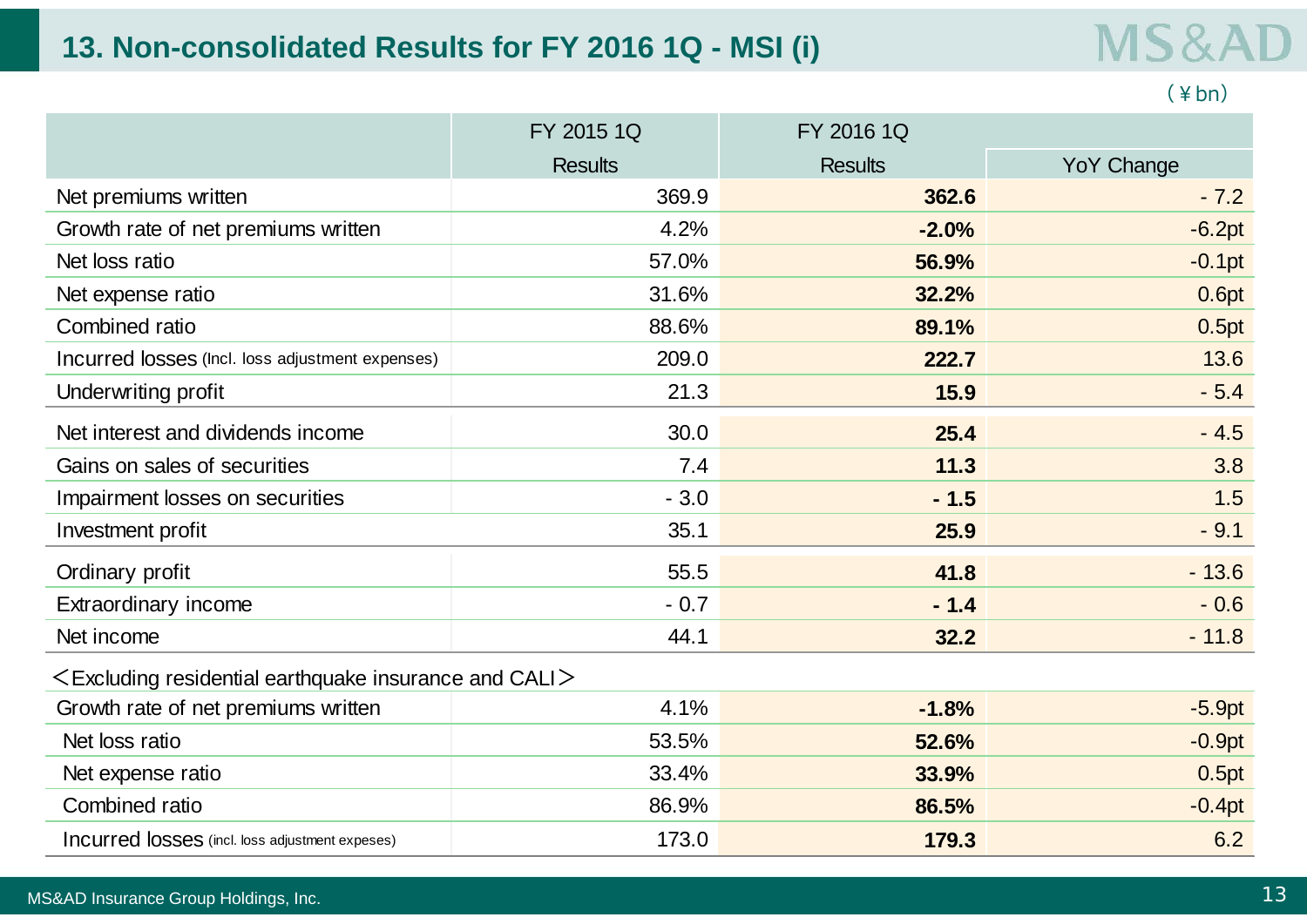## 13. Non-consolidated Results for FY 2016 1Q - MSI (i)

(￥bn)

| | FY 2015 1Q | FY 2016 1Q | |
|---|---|---|---|
| | Results | Results | YoY Change |
| Net premiums written | 369.9 | **362.6** | - 7.2 |
| Growth rate of net premiums written | 4.2% | **-2.0%** | -6.2pt |
| Net loss ratio | 57.0% | **56.9%** | -0.1pt |
| Net expense ratio | 31.6% | **32.2%** | 0.6pt |
| Combined ratio | 88.6% | **89.1%** | 0.5pt |
| Incurred losses (Incl. loss adjustment expenses) | 209.0 | **222.7** | 13.6 |
| Underwriting profit | 21.3 | **15.9** | - 5.4 |
| Net interest and dividends income | 30.0 | **25.4** | - 4.5 |
| Gains on sales of securities | 7.4 | **11.3** | 3.8 |
| Impairment losses on securities | - 3.0 | **- 1.5** | 1.5 |
| Investment profit | 35.1 | **25.9** | - 9.1 |
| Ordinary profit | 55.5 | **41.8** | - 13.6 |
| Extraordinary income | - 0.7 | **- 1.4** | - 0.6 |
| Net income | 44.1 | **32.2** | - 11.8 |
| ＜Excluding residential earthquake insurance and CALI＞ | | | |
| Growth rate of net premiums written | 4.1% | **-1.8%** | -5.9pt |
| Net loss ratio | 53.5% | **52.6%** | -0.9pt |
| Net expense ratio | 33.4% | **33.9%** | 0.5pt |
| Combined ratio | 86.9% | **86.5%** | -0.4pt |
| Incurred losses (incl. loss adjustment expeses) | 173.0 | **179.3** | 6.2 |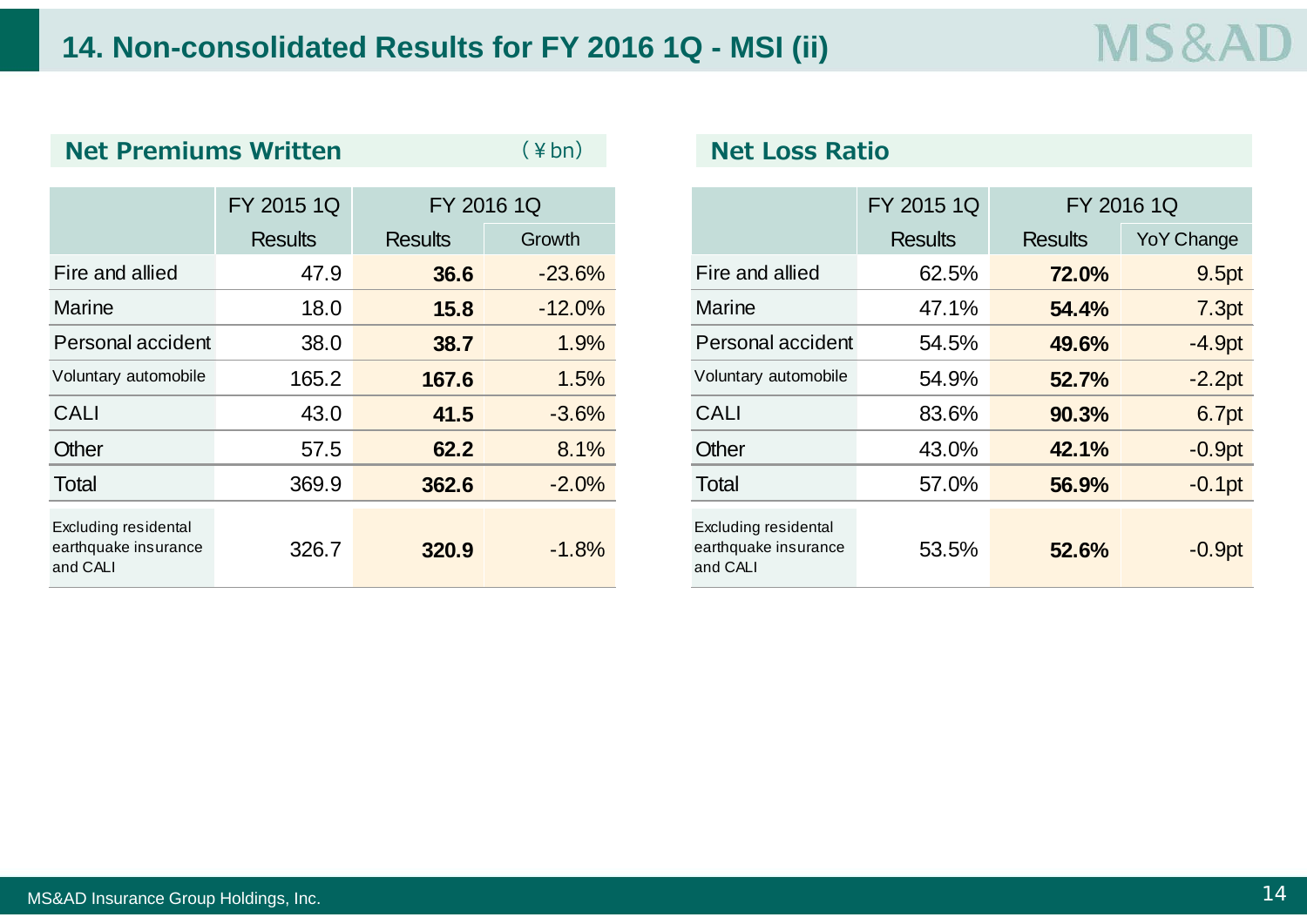# 14. Non-consolidated Results for FY 2016 1Q - MSI (ii)

## Net Premiums Written

(¥bn)

| | FY 2015 1Q | FY 2016 1Q | |
|---|---|---|---|
| | Results | Results | Growth |
| Fire and allied | 47.9 | **36.6** | -23.6% |
| Marine | 18.0 | **15.8** | -12.0% |
| Personal accident | 38.0 | **38.7** | 1.9% |
| Voluntary automobile | 165.2 | **167.6** | 1.5% |
| CALI | 43.0 | **41.5** | -3.6% |
| Other | 57.5 | **62.2** | 8.1% |
| Total | 369.9 | **362.6** | -2.0% |
| Excluding residental earthquake insurance and CALI | 326.7 | **320.9** | -1.8% |

## Net Loss Ratio

| | FY 2015 1Q | FY 2016 1Q | |
|---|---|---|---|
| | Results | Results | YoY Change |
| Fire and allied | 62.5% | **72.0%** | 9.5pt |
| Marine | 47.1% | **54.4%** | 7.3pt |
| Personal accident | 54.5% | **49.6%** | -4.9pt |
| Voluntary automobile | 54.9% | **52.7%** | -2.2pt |
| CALI | 83.6% | **90.3%** | 6.7pt |
| Other | 43.0% | **42.1%** | -0.9pt |
| Total | 57.0% | **56.9%** | -0.1pt |
| Excluding residental earthquake insurance and CALI | 53.5% | **52.6%** | -0.9pt |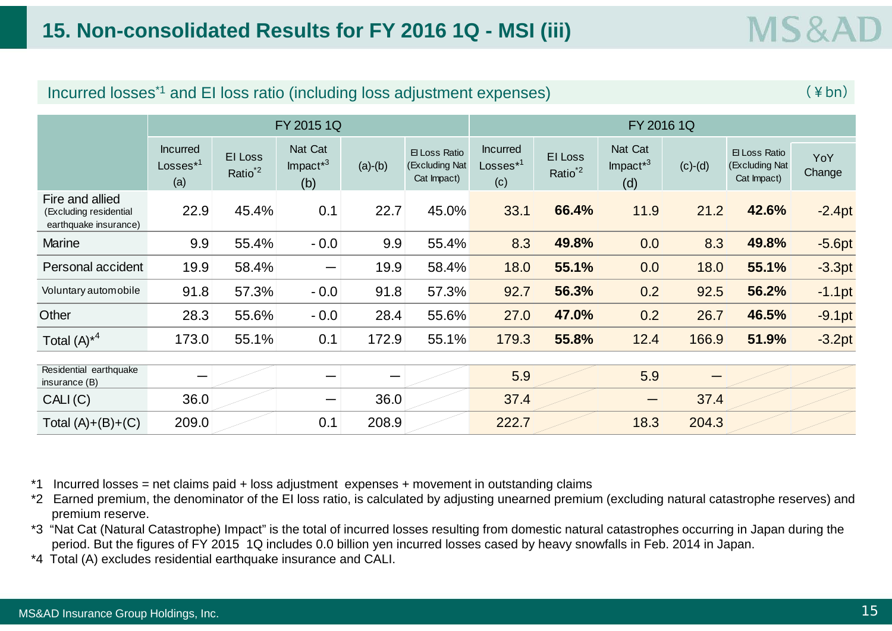# 15. Non-consolidated Results for FY 2016 1Q - MSI (iii)

## Incurred losses[*1] and EI loss ratio (including loss adjustment expenses)

(¥bn)

| | FY 2015 1Q | | | | | FY 2016 1Q | | | | | |
|---|---|---|---|---|---|---|---|---|---|---|---|
| | Incurred Losses[*1] (a) | EI Loss Ratio[*2] | Nat Cat Impact[*3] (b) | (a)-(b) | EI Loss Ratio (Excluding Nat Cat Impact) | Incurred Losses[*1] (c) | EI Loss Ratio[*2] | Nat Cat Impact[*3] (d) | (c)-(d) | EI Loss Ratio (Excluding Nat Cat Impact) | YoY Change |
| Fire and allied (Excluding residential earthquake insurance) | 22.9 | 45.4% | 0.1 | 22.7 | 45.0% | 33.1 | **66.4%** | 11.9 | 21.2 | **42.6%** | -2.4pt |
| Marine | 9.9 | 55.4% | - 0.0 | 9.9 | 55.4% | 8.3 | **49.8%** | 0.0 | 8.3 | **49.8%** | -5.6pt |
| Personal accident | 19.9 | 58.4% | — | 19.9 | 58.4% | 18.0 | **55.1%** | 0.0 | 18.0 | **55.1%** | -3.3pt |
| Voluntary automobile | 91.8 | 57.3% | - 0.0 | 91.8 | 57.3% | 92.7 | **56.3%** | 0.2 | 92.5 | **56.2%** | -1.1pt |
| Other | 28.3 | 55.6% | - 0.0 | 28.4 | 55.6% | 27.0 | **47.0%** | 0.2 | 26.7 | **46.5%** | -9.1pt |
| Total (A)[*4] | 173.0 | 55.1% | 0.1 | 172.9 | 55.1% | 179.3 | **55.8%** | 12.4 | 166.9 | **51.9%** | -3.2pt |
| Residential earthquake insurance (B) | — | | — | — | | 5.9 | | 5.9 | — | | |
| CALI (C) | 36.0 | | — | 36.0 | | 37.4 | | — | 37.4 | | |
| Total (A)+(B)+(C) | 209.0 | | 0.1 | 208.9 | | 222.7 | | 18.3 | 204.3 | | |

*1 Incurred losses = net claims paid + loss adjustment expenses + movement in outstanding claims

*2 Earned premium, the denominator of the EI loss ratio, is calculated by adjusting unearned premium (excluding natural catastrophe reserves) and premium reserve.

*3 "Nat Cat (Natural Catastrophe) Impact" is the total of incurred losses resulting from domestic natural catastrophes occurring in Japan during the period. But the figures of FY 2015 1Q includes 0.0 billion yen incurred losses cased by heavy snowfalls in Feb. 2014 in Japan.

*4 Total (A) excludes residential earthquake insurance and CALI.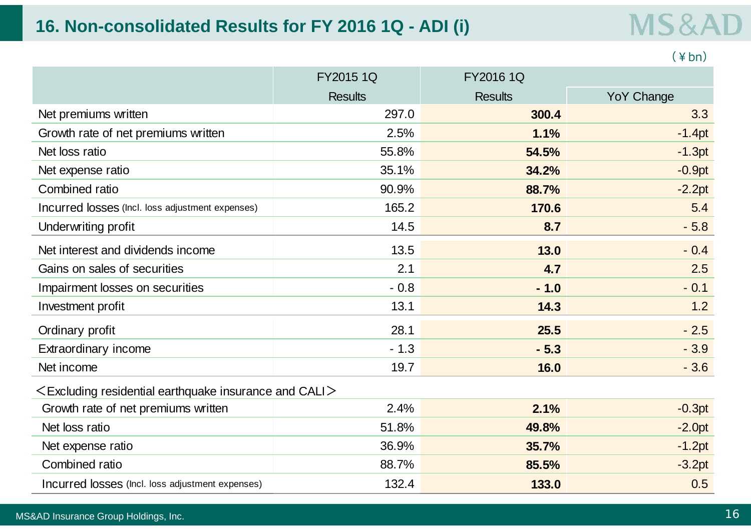# 16. Non-consolidated Results for FY 2016 1Q - ADI (i)

(¥bn)

| | FY2015 1Q | FY2016 1Q | |
|---|---|---|---|
| | Results | Results | YoY Change |
| Net premiums written | 297.0 | **300.4** | 3.3 |
| Growth rate of net premiums written | 2.5% | **1.1%** | -1.4pt |
| Net loss ratio | 55.8% | **54.5%** | -1.3pt |
| Net expense ratio | 35.1% | **34.2%** | -0.9pt |
| Combined ratio | 90.9% | **88.7%** | -2.2pt |
| Incurred losses (Incl. loss adjustment expenses) | 165.2 | **170.6** | 5.4 |
| Underwriting profit | 14.5 | **8.7** | - 5.8 |
| Net interest and dividends income | 13.5 | **13.0** | - 0.4 |
| Gains on sales of securities | 2.1 | **4.7** | 2.5 |
| Impairment losses on securities | - 0.8 | **- 1.0** | - 0.1 |
| Investment profit | 13.1 | **14.3** | 1.2 |
| Ordinary profit | 28.1 | **25.5** | - 2.5 |
| Extraordinary income | - 1.3 | **- 5.3** | - 3.9 |
| Net income | 19.7 | **16.0** | - 3.6 |
| ＜Excluding residential earthquake insurance and CALI＞ | | | |
| Growth rate of net premiums written | 2.4% | **2.1%** | -0.3pt |
| Net loss ratio | 51.8% | **49.8%** | -2.0pt |
| Net expense ratio | 36.9% | **35.7%** | -1.2pt |
| Combined ratio | 88.7% | **85.5%** | -3.2pt |
| Incurred losses (Incl. loss adjustment expenses) | 132.4 | **133.0** | 0.5 |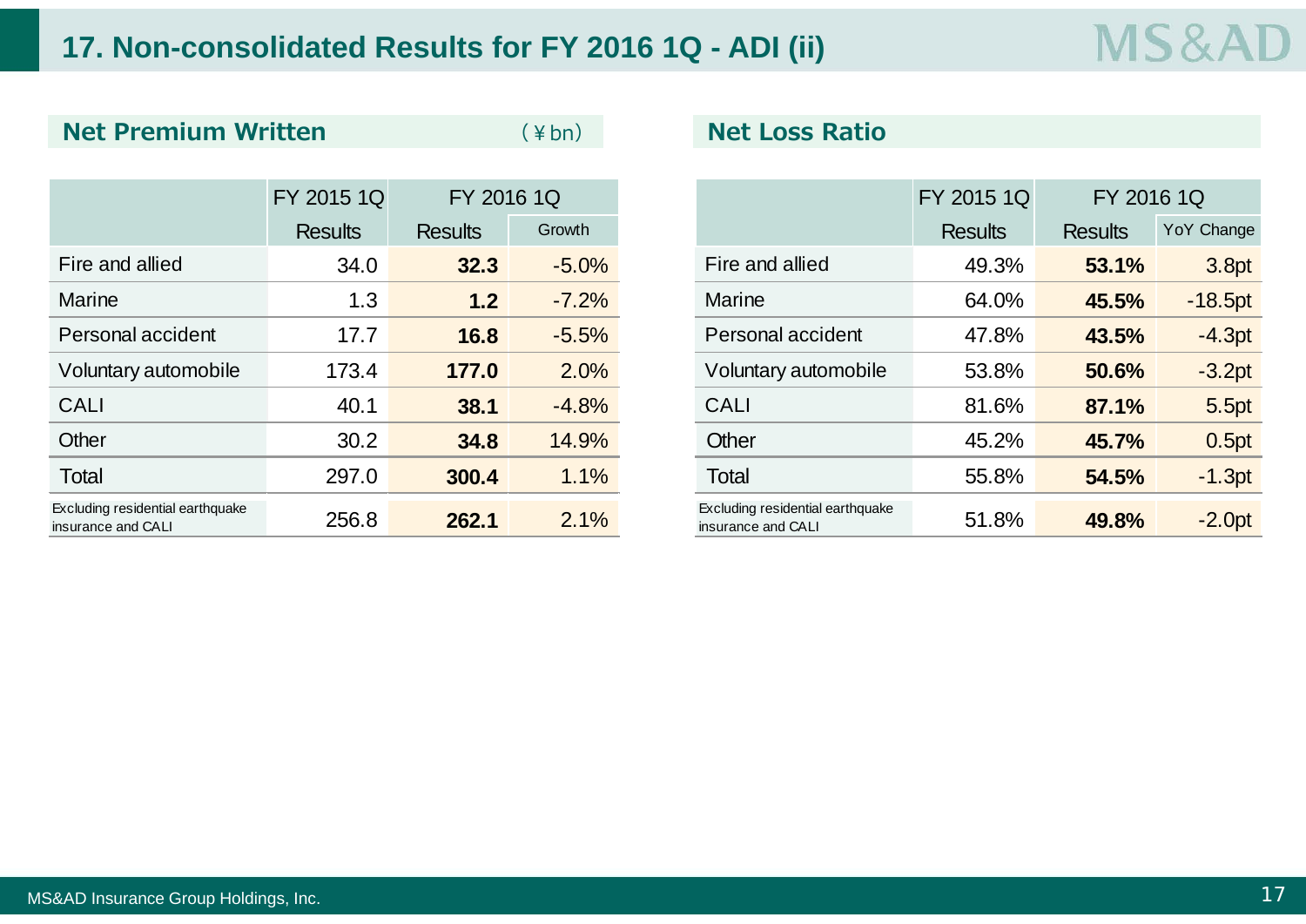# 17. Non-consolidated Results for FY 2016 1Q - ADI (ii)

## Net Premium Written

(¥bn)

| | FY 2015 1Q | FY 2016 1Q | |
|---|---|---|---|
| | Results | Results | Growth |
| Fire and allied | 34.0 | **32.3** | -5.0% |
| Marine | 1.3 | **1.2** | -7.2% |
| Personal accident | 17.7 | **16.8** | -5.5% |
| Voluntary automobile | 173.4 | **177.0** | 2.0% |
| CALI | 40.1 | **38.1** | -4.8% |
| Other | 30.2 | **34.8** | 14.9% |
| Total | 297.0 | **300.4** | 1.1% |
| Excluding residential earthquake insurance and CALI | 256.8 | **262.1** | 2.1% |

## Net Loss Ratio

| | FY 2015 1Q | FY 2016 1Q | |
|---|---|---|---|
| | Results | Results | YoY Change |
| Fire and allied | 49.3% | **53.1%** | 3.8pt |
| Marine | 64.0% | **45.5%** | -18.5pt |
| Personal accident | 47.8% | **43.5%** | -4.3pt |
| Voluntary automobile | 53.8% | **50.6%** | -3.2pt |
| CALI | 81.6% | **87.1%** | 5.5pt |
| Other | 45.2% | **45.7%** | 0.5pt |
| Total | 55.8% | **54.5%** | -1.3pt |
| Excluding residential earthquake insurance and CALI | 51.8% | **49.8%** | -2.0pt |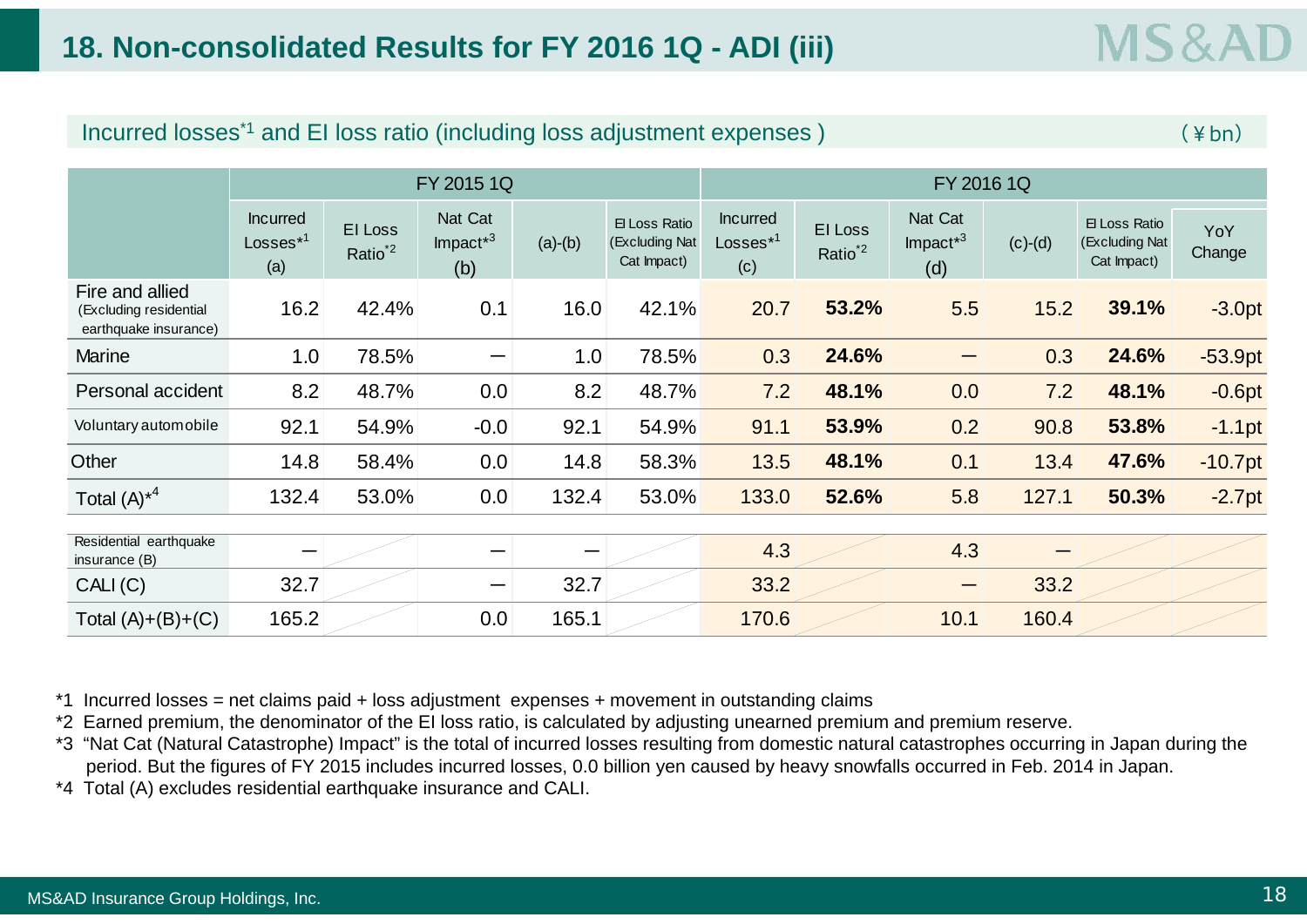## 18. Non-consolidated Results for FY 2016 1Q - ADI (iii)

### Incurred losses[*1] and EI loss ratio (including loss adjustment expenses)

(¥bn)

| | FY 2015 1Q | | | | | FY 2016 1Q | | | | | |
|---|---|---|---|---|---|---|---|---|---|---|---|
| | Incurred Losses[*1] (a) | EI Loss Ratio[*2] | Nat Cat Impact[*3] (b) | (a)-(b) | EI Loss Ratio (Excluding Nat Cat Impact) | Incurred Losses[*1] (c) | EI Loss Ratio[*2] | Nat Cat Impact[*3] (d) | (c)-(d) | EI Loss Ratio (Excluding Nat Cat Impact) | YoY Change |
| Fire and allied (Excluding residential earthquake insurance) | 16.2 | 42.4% | 0.1 | 16.0 | 42.1% | 20.7 | **53.2%** | 5.5 | 15.2 | **39.1%** | -3.0pt |
| Marine | 1.0 | 78.5% | — | 1.0 | 78.5% | 0.3 | **24.6%** | — | 0.3 | **24.6%** | -53.9pt |
| Personal accident | 8.2 | 48.7% | 0.0 | 8.2 | 48.7% | 7.2 | **48.1%** | 0.0 | 7.2 | **48.1%** | -0.6pt |
| Voluntary automobile | 92.1 | 54.9% | -0.0 | 92.1 | 54.9% | 91.1 | **53.9%** | 0.2 | 90.8 | **53.8%** | -1.1pt |
| Other | 14.8 | 58.4% | 0.0 | 14.8 | 58.3% | 13.5 | **48.1%** | 0.1 | 13.4 | **47.6%** | -10.7pt |
| Total (A)[*4] | 132.4 | 53.0% | 0.0 | 132.4 | 53.0% | 133.0 | **52.6%** | 5.8 | 127.1 | **50.3%** | -2.7pt |
| Residential earthquake insurance (B) | — | | — | — | | 4.3 | | 4.3 | — | | |
| CALI (C) | 32.7 | | — | 32.7 | | 33.2 | | — | 33.2 | | |
| Total (A)+(B)+(C) | 165.2 | | 0.0 | 165.1 | | 170.6 | | 10.1 | 160.4 | | |

*1 Incurred losses = net claims paid + loss adjustment expenses + movement in outstanding claims

*2 Earned premium, the denominator of the EI loss ratio, is calculated by adjusting unearned premium and premium reserve.

*3 "Nat Cat (Natural Catastrophe) Impact" is the total of incurred losses resulting from domestic natural catastrophes occurring in Japan during the period. But the figures of FY 2015 includes incurred losses, 0.0 billion yen caused by heavy snowfalls occurred in Feb. 2014 in Japan.

*4 Total (A) excludes residential earthquake insurance and CALI.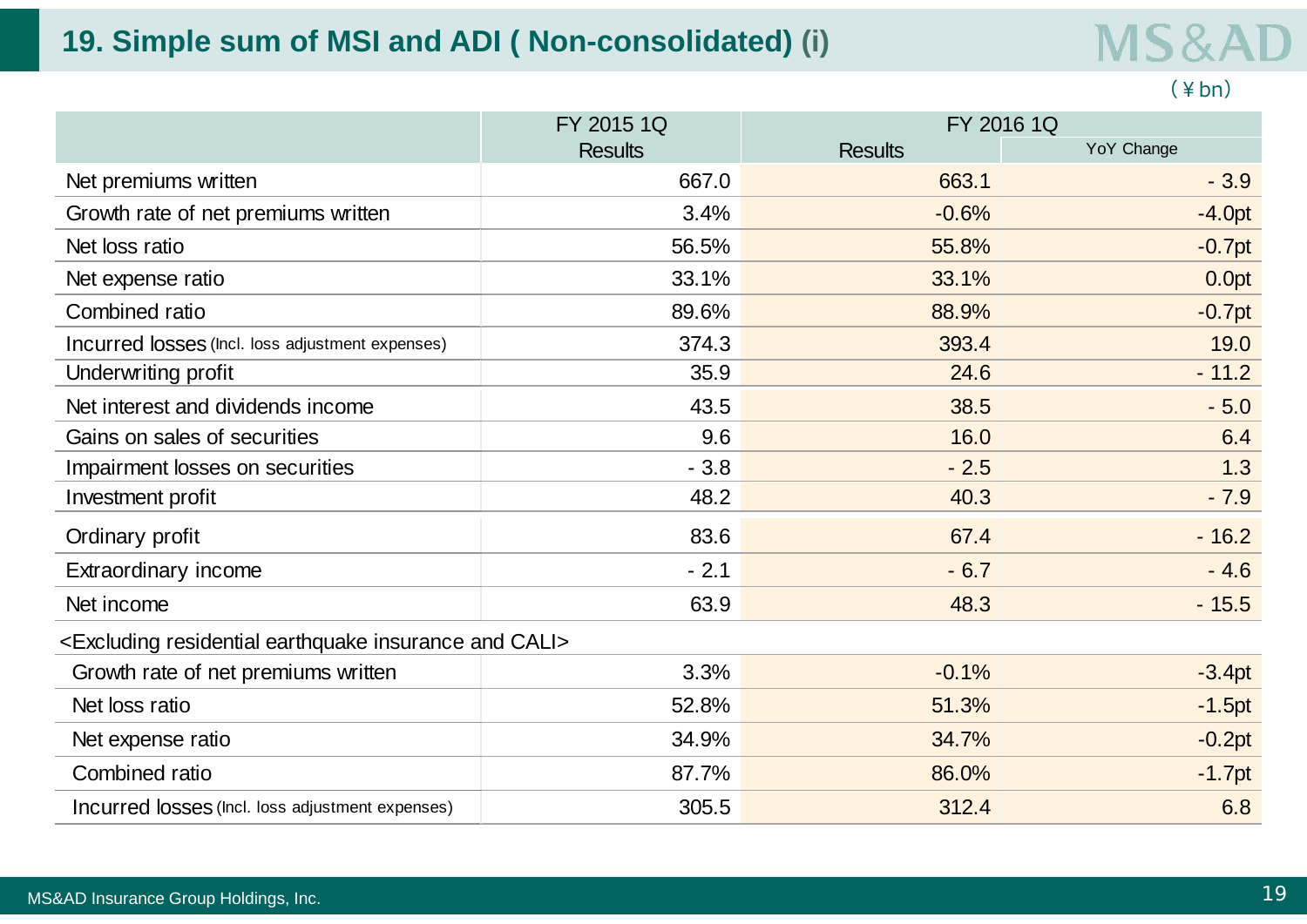## 19. Simple sum of MSI and ADI ( Non-consolidated) (i)

(¥bn)

| | FY 2015 1Q | FY 2016 1Q | |
|---|---|---|---|
| | Results | Results | YoY Change |
| Net premiums written | 667.0 | 663.1 | - 3.9 |
| Growth rate of net premiums written | 3.4% | -0.6% | -4.0pt |
| Net loss ratio | 56.5% | 55.8% | -0.7pt |
| Net expense ratio | 33.1% | 33.1% | 0.0pt |
| Combined ratio | 89.6% | 88.9% | -0.7pt |
| Incurred losses (Incl. loss adjustment expenses) | 374.3 | 393.4 | 19.0 |
| Underwriting profit | 35.9 | 24.6 | - 11.2 |
| Net interest and dividends income | 43.5 | 38.5 | - 5.0 |
| Gains on sales of securities | 9.6 | 16.0 | 6.4 |
| Impairment losses on securities | - 3.8 | - 2.5 | 1.3 |
| Investment profit | 48.2 | 40.3 | - 7.9 |
| Ordinary profit | 83.6 | 67.4 | - 16.2 |
| Extraordinary income | - 2.1 | - 6.7 | - 4.6 |
| Net income | 63.9 | 48.3 | - 15.5 |
| <Excluding residential earthquake insurance and CALI> | | | |
| Growth rate of net premiums written | 3.3% | -0.1% | -3.4pt |
| Net loss ratio | 52.8% | 51.3% | -1.5pt |
| Net expense ratio | 34.9% | 34.7% | -0.2pt |
| Combined ratio | 87.7% | 86.0% | -1.7pt |
| Incurred losses (Incl. loss adjustment expenses) | 305.5 | 312.4 | 6.8 |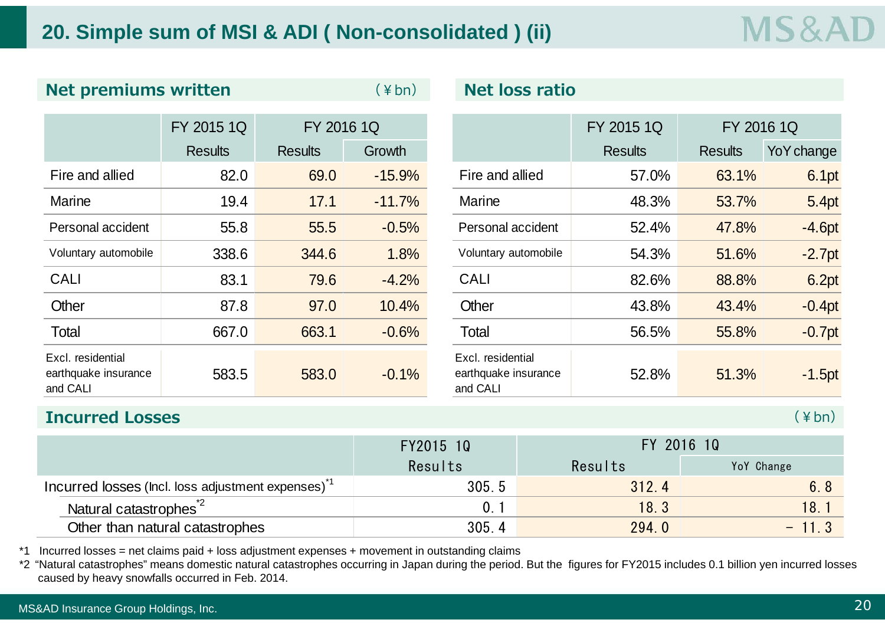# 20. Simple sum of MSI & ADI ( Non-consolidated ) (ii)

## Net premiums written

(¥bn)

| | FY 2015 1Q | FY 2016 1Q | |
|---|---|---|---|
| | Results | Results | Growth |
| Fire and allied | 82.0 | 69.0 | -15.9% |
| Marine | 19.4 | 17.1 | -11.7% |
| Personal accident | 55.8 | 55.5 | -0.5% |
| Voluntary automobile | 338.6 | 344.6 | 1.8% |
| CALI | 83.1 | 79.6 | -4.2% |
| Other | 87.8 | 97.0 | 10.4% |
| Total | 667.0 | 663.1 | -0.6% |
| Excl. residential earthquake insurance and CALI | 583.5 | 583.0 | -0.1% |

## Net loss ratio

| | FY 2015 1Q | FY 2016 1Q | |
|---|---|---|---|
| | Results | Results | YoY change |
| Fire and allied | 57.0% | 63.1% | 6.1pt |
| Marine | 48.3% | 53.7% | 5.4pt |
| Personal accident | 52.4% | 47.8% | -4.6pt |
| Voluntary automobile | 54.3% | 51.6% | -2.7pt |
| CALI | 82.6% | 88.8% | 6.2pt |
| Other | 43.8% | 43.4% | -0.4pt |
| Total | 56.5% | 55.8% | -0.7pt |
| Excl. residential earthquake insurance and CALI | 52.8% | 51.3% | -1.5pt |

## Incurred Losses

(¥bn)

| | FY2015 1Q | FY 2016 1Q | |
|---|---|---|---|
| | Results | Results | YoY Change |
| Incurred losses (Incl. loss adjustment expenses)[*1] | 305.5 | 312.4 | 6.8 |
| Natural catastrophes[*2] | 0.1 | 18.3 | 18.1 |
| Other than natural catastrophes | 305.4 | 294.0 | − 11.3 |

*1 Incurred losses = net claims paid + loss adjustment expenses + movement in outstanding claims

*2 "Natural catastrophes" means domestic natural catastrophes occurring in Japan during the period. But the figures for FY2015 includes 0.1 billion yen incurred losses caused by heavy snowfalls occurred in Feb. 2014.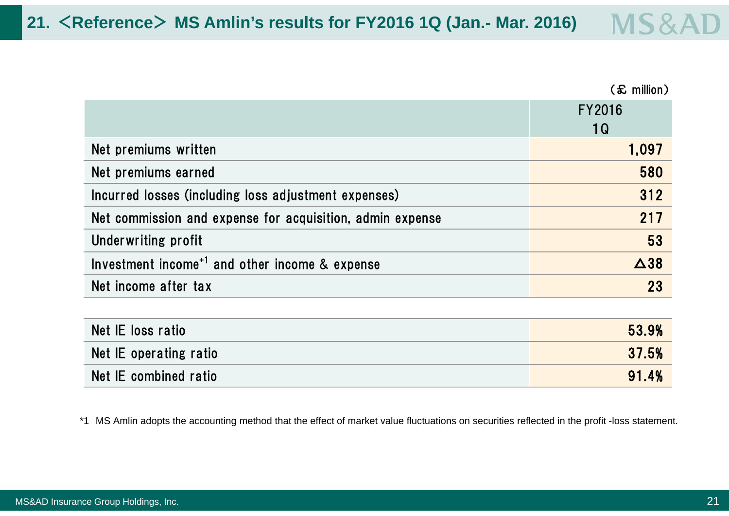# 21. <Reference> MS Amlin's results for FY2016 1Q (Jan.- Mar. 2016)

(£ million)

| | FY2016 1Q |
|---|---|
| Net premiums written | 1,097 |
| Net premiums earned | 580 |
| Incurred losses (including loss adjustment expenses) | 312 |
| Net commission and expense for acquisition, admin expense | 217 |
| Underwriting profit | 53 |
| Investment income[*1] and other income & expense | △38 |
| Net income after tax | 23 |

| | |
|---|---|
| Net IE loss ratio | 53.9% |
| Net IE operating ratio | 37.5% |
| Net IE combined ratio | 91.4% |

*1 MS Amlin adopts the accounting method that the effect of market value fluctuations on securities reflected in the profit -loss statement.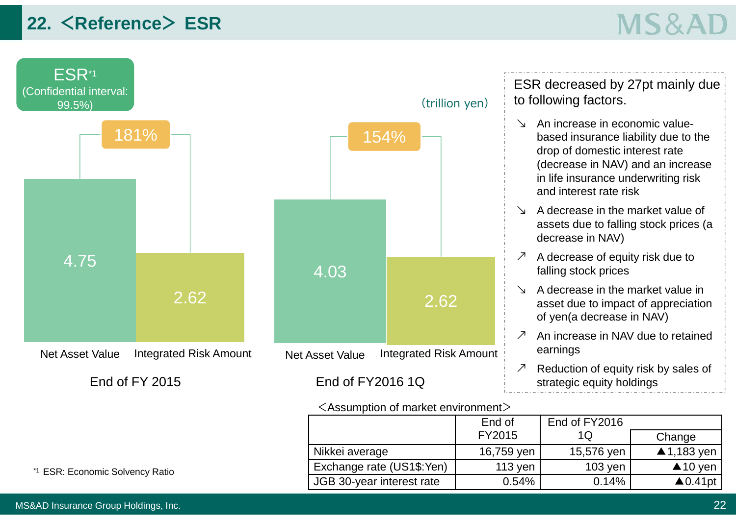# 22. <Reference> ESR

ESR[*1]
(Confidential interval: 99.5%)

(trillion yen)

| | Net Asset Value | Integrated Risk Amount | ESR |
|---|---|---|---|
| End of FY 2015 | 4.75 | 2.62 | 181% |
| End of FY2016 1Q | 4.03 | 2.62 | 154% |

ESR decreased by 27pt mainly due to following factors.

- ↘ An increase in economic value-based insurance liability due to the drop of domestic interest rate (decrease in NAV) and an increase in life insurance underwriting risk and interest rate risk
- ↘ A decrease in the market value of assets due to falling stock prices (a decrease in NAV)
- ↗ A decrease of equity risk due to falling stock prices
- ↘ A decrease in the market value in asset due to impact of appreciation of yen(a decrease in NAV)
- ↗ An increase in NAV due to retained earnings
- ↗ Reduction of equity risk by sales of strategic equity holdings

<Assumption of market environment>

| | End of FY2015 | End of FY2016 1Q | Change |
|---|---|---|---|
| Nikkei average | 16,759 yen | 15,576 yen | ▲1,183 yen |
| Exchange rate (US1$:Yen) | 113 yen | 103 yen | ▲10 yen |
| JGB 30-year interest rate | 0.54% | 0.14% | ▲0.41pt |

*1 ESR: Economic Solvency Ratio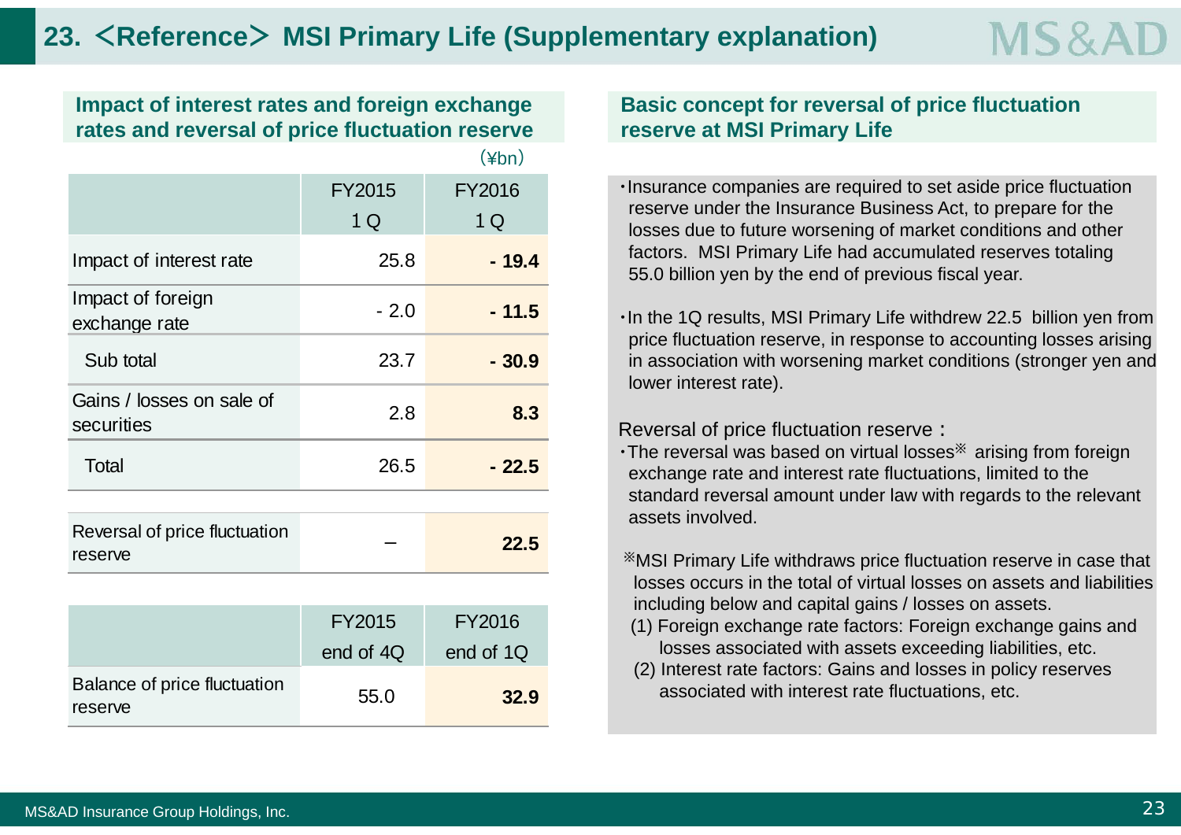# 23. ＜Reference＞ MSI Primary Life (Supplementary explanation)

## Impact of interest rates and foreign exchange rates and reversal of price fluctuation reserve

（¥bn）

| | FY2015 1Q | FY2016 1Q |
|---|---|---|
| Impact of interest rate | 25.8 | **- 19.4** |
| Impact of foreign exchange rate | - 2.0 | **- 11.5** |
| Sub total | 23.7 | **- 30.9** |
| Gains / losses on sale of securities | 2.8 | **8.3** |
| Total | 26.5 | **- 22.5** |
| Reversal of price fluctuation reserve | – | **22.5** |

| | FY2015 end of 4Q | FY2016 end of 1Q |
|---|---|---|
| Balance of price fluctuation reserve | 55.0 | **32.9** |

## Basic concept for reversal of price fluctuation reserve at MSI Primary Life

- Insurance companies are required to set aside price fluctuation reserve under the Insurance Business Act, to prepare for the losses due to future worsening of market conditions and other factors. MSI Primary Life had accumulated reserves totaling 55.0 billion yen by the end of previous fiscal year.

- In the 1Q results, MSI Primary Life withdrew 22.5 billion yen from price fluctuation reserve, in response to accounting losses arising in association with worsening market conditions (stronger yen and lower interest rate).

Reversal of price fluctuation reserve：

- The reversal was based on virtual losses※ arising from foreign exchange rate and interest rate fluctuations, limited to the standard reversal amount under law with regards to the relevant assets involved.

※MSI Primary Life withdraws price fluctuation reserve in case that losses occurs in the total of virtual losses on assets and liabilities including below and capital gains / losses on assets.

(1) Foreign exchange rate factors: Foreign exchange gains and losses associated with assets exceeding liabilities, etc.

(2) Interest rate factors: Gains and losses in policy reserves associated with interest rate fluctuations, etc.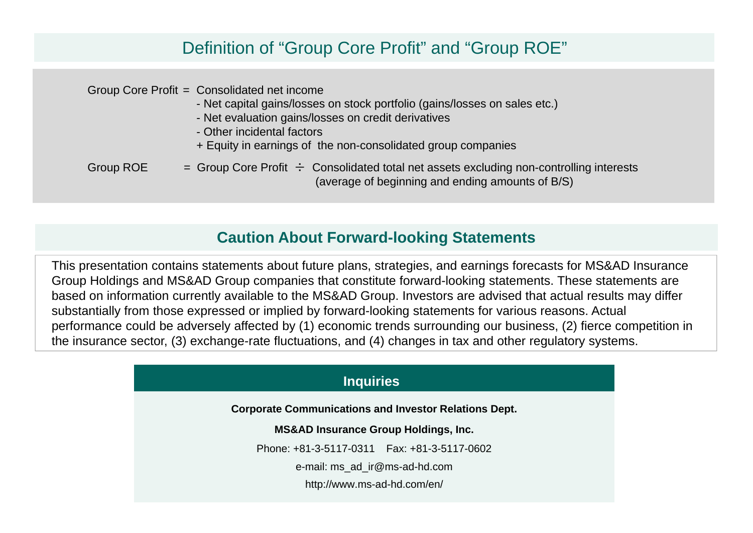## Definition of “Group Core Profit” and “Group ROE”

Group Core Profit = Consolidated net income
- Net capital gains/losses on stock portfolio (gains/losses on sales etc.)
- Net evaluation gains/losses on credit derivatives
- Other incidental factors
+ Equity in earnings of the non-consolidated group companies

Group ROE = Group Core Profit ÷ Consolidated total net assets excluding non-controlling interests (average of beginning and ending amounts of B/S)

## Caution About Forward-looking Statements

This presentation contains statements about future plans, strategies, and earnings forecasts for MS&AD Insurance Group Holdings and MS&AD Group companies that constitute forward-looking statements. These statements are based on information currently available to the MS&AD Group. Investors are advised that actual results may differ substantially from those expressed or implied by forward-looking statements for various reasons. Actual performance could be adversely affected by (1) economic trends surrounding our business, (2) fierce competition in the insurance sector, (3) exchange-rate fluctuations, and (4) changes in tax and other regulatory systems.

## Inquiries

**Corporate Communications and Investor Relations Dept.**

**MS&AD Insurance Group Holdings, Inc.**

Phone: +81-3-5117-0311 Fax: +81-3-5117-0602

e-mail: ms_ad_ir@ms-ad-hd.com

http://www.ms-ad-hd.com/en/